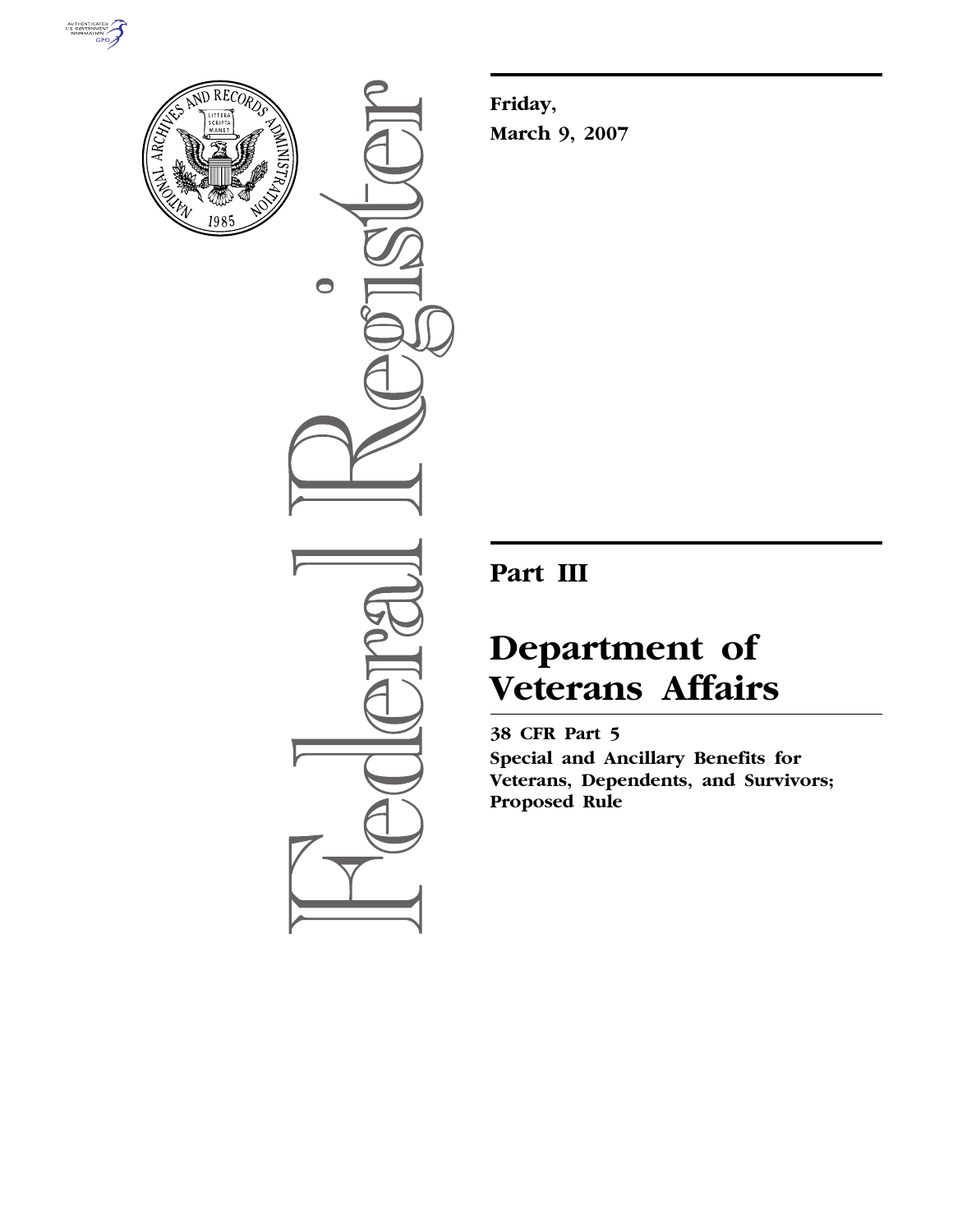**Friday,**

**March 9, 2007**

---

# Part III

# Department of Veterans Affairs

**38 CFR Part 5**

**Special and Ancillary Benefits for Veterans, Dependents, and Survivors; Proposed Rule**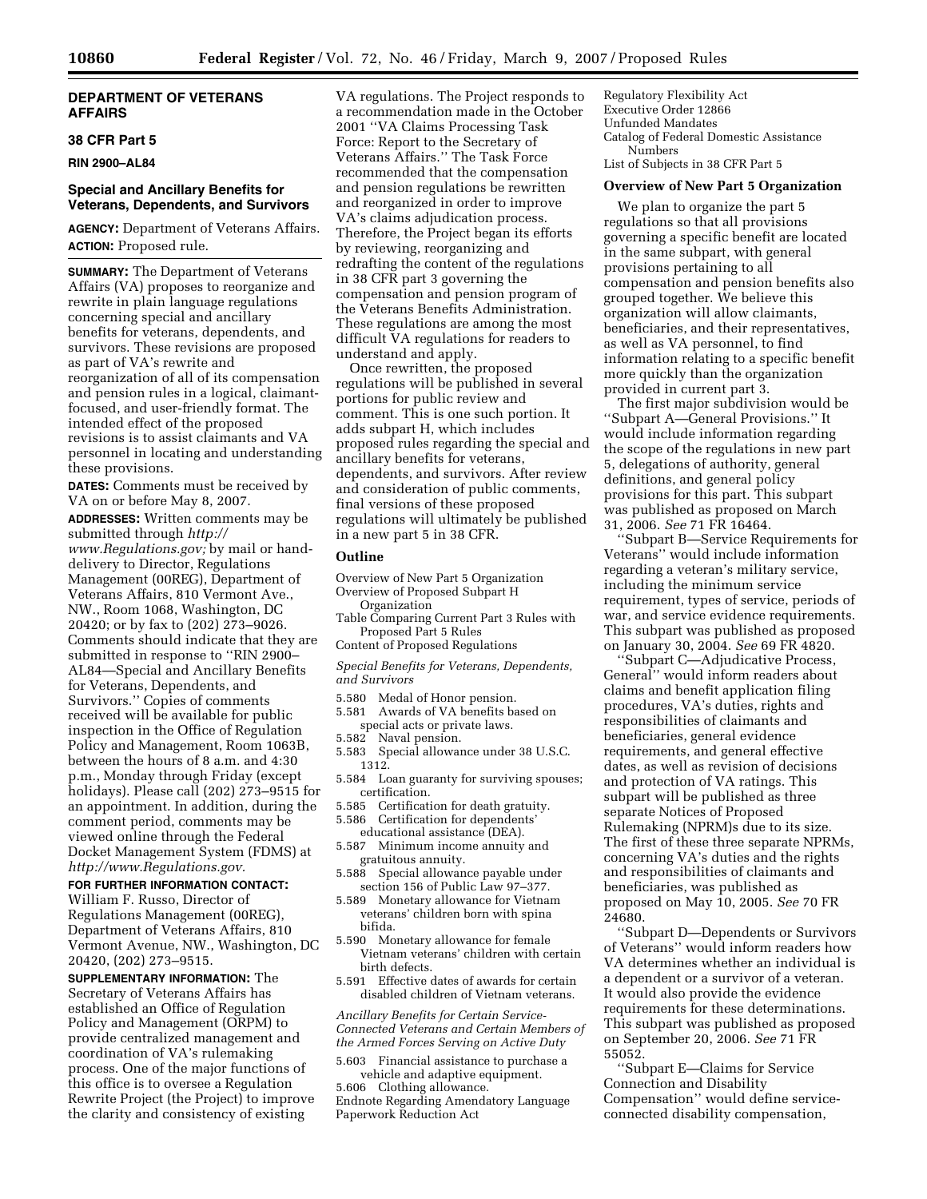## DEPARTMENT OF VETERANS AFFAIRS

### 38 CFR Part 5

**RIN 2900–AL84**

### Special and Ancillary Benefits for Veterans, Dependents, and Survivors

**AGENCY:** Department of Veterans Affairs.

**ACTION:** Proposed rule.

**SUMMARY:** The Department of Veterans Affairs (VA) proposes to reorganize and rewrite in plain language regulations concerning special and ancillary benefits for veterans, dependents, and survivors. These revisions are proposed as part of VA's rewrite and reorganization of all of its compensation and pension rules in a logical, claimant-focused, and user-friendly format. The intended effect of the proposed revisions is to assist claimants and VA personnel in locating and understanding these provisions.

**DATES:** Comments must be received by VA on or before May 8, 2007.

**ADDRESSES:** Written comments may be submitted through *http://www.Regulations.gov;* by mail or hand-delivery to Director, Regulations Management (00REG), Department of Veterans Affairs, 810 Vermont Ave., NW., Room 1068, Washington, DC 20420; or by fax to (202) 273–9026. Comments should indicate that they are submitted in response to ''RIN 2900–AL84—Special and Ancillary Benefits for Veterans, Dependents, and Survivors.'' Copies of comments received will be available for public inspection in the Office of Regulation Policy and Management, Room 1063B, between the hours of 8 a.m. and 4:30 p.m., Monday through Friday (except holidays). Please call (202) 273–9515 for an appointment. In addition, during the comment period, comments may be viewed online through the Federal Docket Management System (FDMS) at *http://www.Regulations.gov.*

**FOR FURTHER INFORMATION CONTACT:** William F. Russo, Director of Regulations Management (00REG), Department of Veterans Affairs, 810 Vermont Avenue, NW., Washington, DC 20420, (202) 273–9515.

**SUPPLEMENTARY INFORMATION:** The Secretary of Veterans Affairs has established an Office of Regulation Policy and Management (ORPM) to provide centralized management and coordination of VA's rulemaking process. One of the major functions of this office is to oversee a Regulation Rewrite Project (the Project) to improve the clarity and consistency of existing VA regulations. The Project responds to a recommendation made in the October 2001 ''VA Claims Processing Task Force: Report to the Secretary of Veterans Affairs.'' The Task Force recommended that the compensation and pension regulations be rewritten and reorganized in order to improve VA's claims adjudication process. Therefore, the Project began its efforts by reviewing, reorganizing and redrafting the content of the regulations in 38 CFR part 3 governing the compensation and pension program of the Veterans Benefits Administration. These regulations are among the most difficult VA regulations for readers to understand and apply.

Once rewritten, the proposed regulations will be published in several portions for public review and comment. This is one such portion. It adds subpart H, which includes proposed rules regarding the special and ancillary benefits for veterans, dependents, and survivors. After review and consideration of public comments, final versions of these proposed regulations will ultimately be published in a new part 5 in 38 CFR.

### Outline

Overview of New Part 5 Organization
Overview of Proposed Subpart H Organization
Table Comparing Current Part 3 Rules with Proposed Part 5 Rules
Content of Proposed Regulations

*Special Benefits for Veterans, Dependents, and Survivors*

5.580 Medal of Honor pension.
5.581 Awards of VA benefits based on special acts or private laws.
5.582 Naval pension.
5.583 Special allowance under 38 U.S.C. 1312.
5.584 Loan guaranty for surviving spouses; certification.
5.585 Certification for death gratuity.
5.586 Certification for dependents' educational assistance (DEA).
5.587 Minimum income annuity and gratuitous annuity.
5.588 Special allowance payable under section 156 of Public Law 97–377.
5.589 Monetary allowance for Vietnam veterans' children born with spina bifida.
5.590 Monetary allowance for female Vietnam veterans' children with certain birth defects.
5.591 Effective dates of awards for certain disabled children of Vietnam veterans.

*Ancillary Benefits for Certain Service-Connected Veterans and Certain Members of the Armed Forces Serving on Active Duty*

5.603 Financial assistance to purchase a vehicle and adaptive equipment.
5.606 Clothing allowance.

Endnote Regarding Amendatory Language
Paperwork Reduction Act
Regulatory Flexibility Act
Executive Order 12866
Unfunded Mandates
Catalog of Federal Domestic Assistance Numbers
List of Subjects in 38 CFR Part 5

### Overview of New Part 5 Organization

We plan to organize the part 5 regulations so that all provisions governing a specific benefit are located in the same subpart, with general provisions pertaining to all compensation and pension benefits also grouped together. We believe this organization will allow claimants, beneficiaries, and their representatives, as well as VA personnel, to find information relating to a specific benefit more quickly than the organization provided in current part 3.

The first major subdivision would be ''Subpart A—General Provisions.'' It would include information regarding the scope of the regulations in new part 5, delegations of authority, general definitions, and general policy provisions for this part. This subpart was published as proposed on March 31, 2006. *See* 71 FR 16464.

''Subpart B—Service Requirements for Veterans'' would include information regarding a veteran's military service, including the minimum service requirement, types of service, periods of war, and service evidence requirements. This subpart was published as proposed on January 30, 2004. *See* 69 FR 4820.

''Subpart C—Adjudicative Process, General'' would inform readers about claims and benefit application filing procedures, VA's duties, rights and responsibilities of claimants and beneficiaries, general evidence requirements, and general effective dates, as well as revision of decisions and protection of VA ratings. This subpart will be published as three separate Notices of Proposed Rulemaking (NPRM)s due to its size. The first of these three separate NPRMs, concerning VA's duties and the rights and responsibilities of claimants and beneficiaries, was published as proposed on May 10, 2005. *See* 70 FR 24680.

''Subpart D—Dependents or Survivors of Veterans'' would inform readers how VA determines whether an individual is a dependent or a survivor of a veteran. It would also provide the evidence requirements for these determinations. This subpart was published as proposed on September 20, 2006. *See* 71 FR 55052.

''Subpart E—Claims for Service Connection and Disability Compensation'' would define service-connected disability compensation,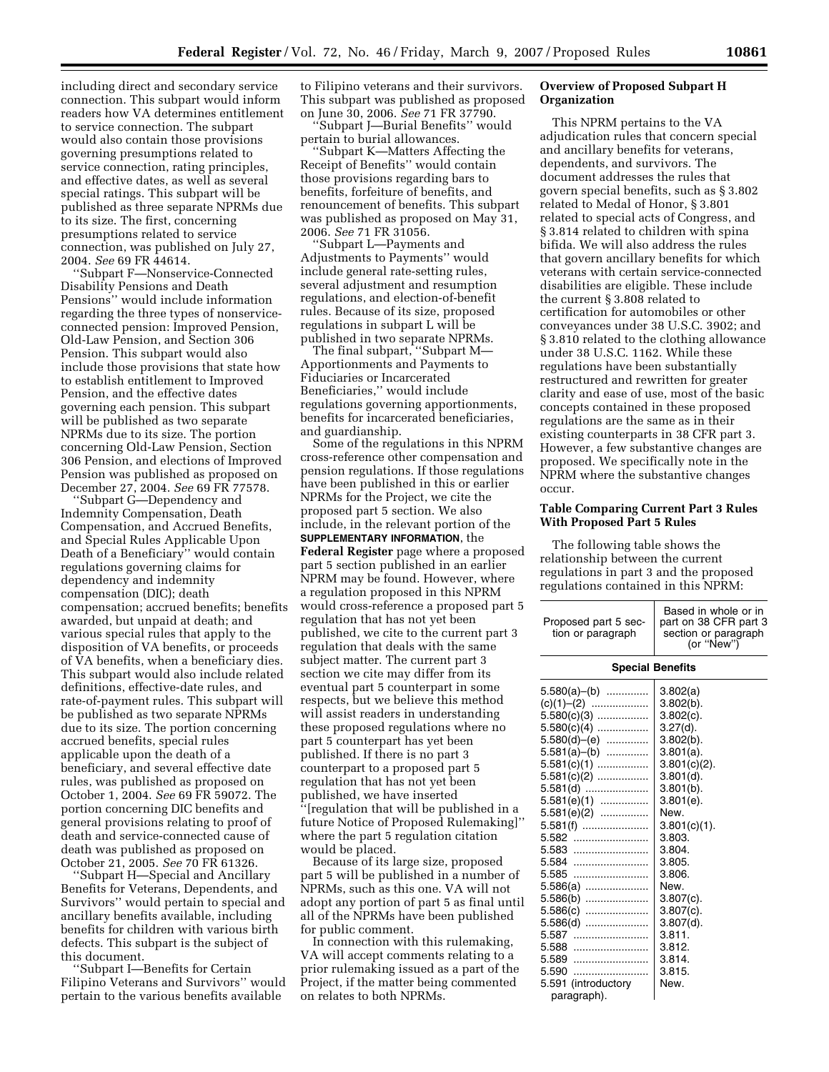including direct and secondary service connection. This subpart would inform readers how VA determines entitlement to service connection. The subpart would also contain those provisions governing presumptions related to service connection, rating principles, and effective dates, as well as several special ratings. This subpart will be published as three separate NPRMs due to its size. The first, concerning presumptions related to service connection, was published on July 27, 2004. *See* 69 FR 44614.

''Subpart F—Nonservice-Connected Disability Pensions and Death Pensions'' would include information regarding the three types of nonservice-connected pension: Improved Pension, Old-Law Pension, and Section 306 Pension. This subpart would also include those provisions that state how to establish entitlement to Improved Pension, and the effective dates governing each pension. This subpart will be published as two separate NPRMs due to its size. The portion concerning Old-Law Pension, Section 306 Pension, and elections of Improved Pension was published as proposed on December 27, 2004. *See* 69 FR 77578.

''Subpart G—Dependency and Indemnity Compensation, Death Compensation, and Accrued Benefits, and Special Rules Applicable Upon Death of a Beneficiary'' would contain regulations governing claims for dependency and indemnity compensation (DIC); death compensation; accrued benefits; benefits awarded, but unpaid at death; and various special rules that apply to the disposition of VA benefits, or proceeds of VA benefits, when a beneficiary dies. This subpart would also include related definitions, effective-date rules, and rate-of-payment rules. This subpart will be published as two separate NPRMs due to its size. The portion concerning accrued benefits, special rules applicable upon the death of a beneficiary, and several effective date rules, was published as proposed on October 1, 2004. *See* 69 FR 59072. The portion concerning DIC benefits and general provisions relating to proof of death and service-connected cause of death was published as proposed on October 21, 2005. *See* 70 FR 61326.

''Subpart H—Special and Ancillary Benefits for Veterans, Dependents, and Survivors'' would pertain to special and ancillary benefits available, including benefits for children with various birth defects. This subpart is the subject of this document.

''Subpart I—Benefits for Certain Filipino Veterans and Survivors'' would pertain to the various benefits available to Filipino veterans and their survivors. This subpart was published as proposed on June 30, 2006. *See* 71 FR 37790.

''Subpart J—Burial Benefits'' would pertain to burial allowances.

''Subpart K—Matters Affecting the Receipt of Benefits'' would contain those provisions regarding bars to benefits, forfeiture of benefits, and renouncement of benefits. This subpart was published as proposed on May 31, 2006. *See* 71 FR 31056.

''Subpart L—Payments and Adjustments to Payments'' would include general rate-setting rules, several adjustment and resumption regulations, and election-of-benefit rules. Because of its size, proposed regulations in subpart L will be published in two separate NPRMs.

The final subpart, ''Subpart M—Apportionments and Payments to Fiduciaries or Incarcerated Beneficiaries,'' would include regulations governing apportionments, benefits for incarcerated beneficiaries, and guardianship.

Some of the regulations in this NPRM cross-reference other compensation and pension regulations. If those regulations have been published in this or earlier NPRMs for the Project, we cite the proposed part 5 section. We also include, in the relevant portion of the **SUPPLEMENTARY INFORMATION**, the **Federal Register** page where a proposed part 5 section published in an earlier NPRM may be found. However, where a regulation proposed in this NPRM would cross-reference a proposed part 5 regulation that has not yet been published, we cite to the current part 3 regulation that deals with the same subject matter. The current part 3 section we cite may differ from its eventual part 5 counterpart in some respects, but we believe this method will assist readers in understanding these proposed regulations where no part 5 counterpart has yet been published. If there is no part 3 counterpart to a proposed part 5 regulation that has not yet been published, we have inserted ''[regulation that will be published in a future Notice of Proposed Rulemaking]'' where the part 5 regulation citation would be placed.

Because of its large size, proposed part 5 will be published in a number of NPRMs, such as this one. VA will not adopt any portion of part 5 as final until all of the NPRMs have been published for public comment.

In connection with this rulemaking, VA will accept comments relating to a prior rulemaking issued as a part of the Project, if the matter being commented on relates to both NPRMs.

## Overview of Proposed Subpart H Organization

This NPRM pertains to the VA adjudication rules that concern special and ancillary benefits for veterans, dependents, and survivors. The document addresses the rules that govern special benefits, such as § 3.802 related to Medal of Honor, § 3.801 related to special acts of Congress, and § 3.814 related to children with spina bifida. We will also address the rules that govern ancillary benefits for which veterans with certain service-connected disabilities are eligible. These include the current § 3.808 related to certification for automobiles or other conveyances under 38 U.S.C. 3902; and § 3.810 related to the clothing allowance under 38 U.S.C. 1162. While these regulations have been substantially restructured and rewritten for greater clarity and ease of use, most of the basic concepts contained in these proposed regulations are the same as in their existing counterparts in 38 CFR part 3. However, a few substantive changes are proposed. We specifically note in the NPRM where the substantive changes occur.

## Table Comparing Current Part 3 Rules With Proposed Part 5 Rules

The following table shows the relationship between the current regulations in part 3 and the proposed regulations contained in this NPRM:

| Proposed part 5 section or paragraph | Based in whole or in part on 38 CFR part 3 section or paragraph (or ''New'') |
|---|---|
| **Special Benefits** | |
| 5.580(a)–(b) | 3.802(a) |
| (c)(1)–(2) | 3.802(b). |
| 5.580(c)(3) | 3.802(c). |
| 5.580(c)(4) | 3.27(d). |
| 5.580(d)–(e) | 3.802(b). |
| 5.581(a)–(b) | 3.801(a). |
| 5.581(c)(1) | 3.801(c)(2). |
| 5.581(c)(2) | 3.801(d). |
| 5.581(d) | 3.801(b). |
| 5.581(e)(1) | 3.801(e). |
| 5.581(e)(2) | New. |
| 5.581(f) | 3.801(c)(1). |
| 5.582 | 3.803. |
| 5.583 | 3.804. |
| 5.584 | 3.805. |
| 5.585 | 3.806. |
| 5.586(a) | New. |
| 5.586(b) | 3.807(c). |
| 5.586(c) | 3.807(c). |
| 5.586(d) | 3.807(d). |
| 5.587 | 3.811. |
| 5.588 | 3.812. |
| 5.589 | 3.814. |
| 5.590 | 3.815. |
| 5.591 (introductory paragraph). | New. |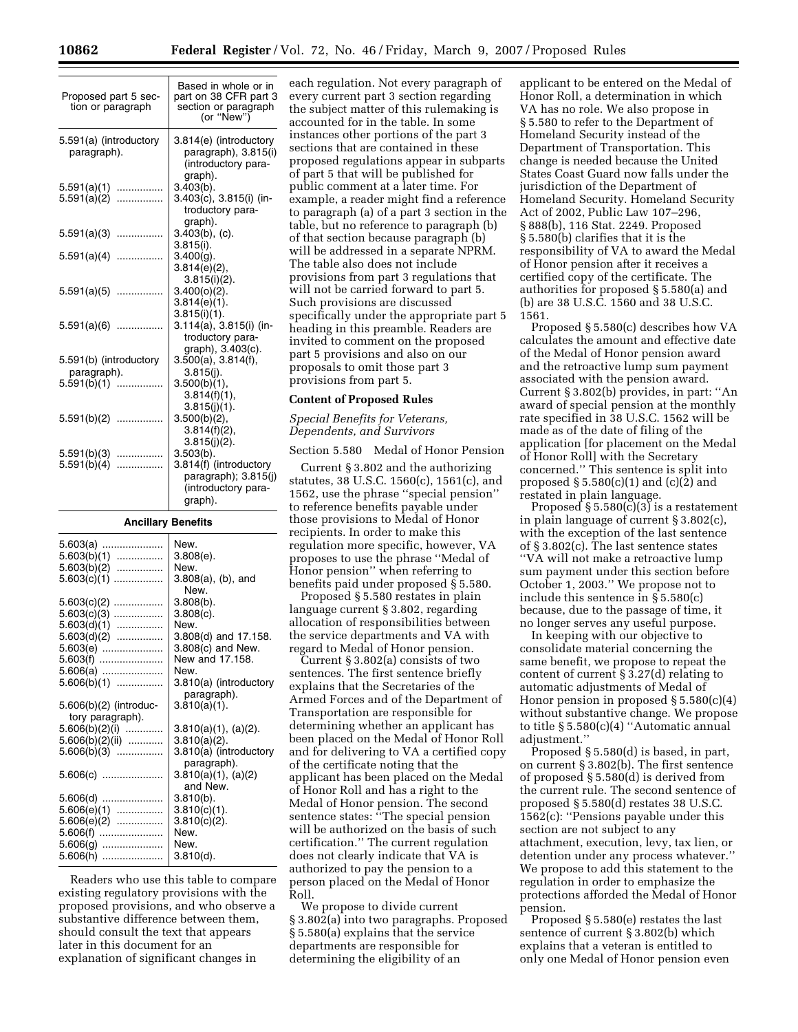| Proposed part 5 section or paragraph | Based in whole or in part on 38 CFR part 3 section or paragraph (or "New") |
|---|---|
| 5.591(a) (introductory paragraph). | 3.814(e) (introductory paragraph), 3.815(i) (introductory paragraph). |
| 5.591(a)(1) | 3.403(b). |
| 5.591(a)(2) | 3.403(c), 3.815(i) (introductory paragraph). |
| 5.591(a)(3) | 3.403(b), (c). 3.815(i). |
| 5.591(a)(4) | 3.400(g). 3.814(e)(2), 3.815(i)(2). |
| 5.591(a)(5) | 3.400(o)(2). 3.814(e)(1). 3.815(i)(1). |
| 5.591(a)(6) | 3.114(a), 3.815(i) (introductory paragraph), 3.403(c). |
| 5.591(b) (introductory paragraph). | 3.500(a), 3.814(f), 3.815(j). |
| 5.591(b)(1) | 3.500(b)(1), 3.814(f)(1), 3.815(j)(1). |
| 5.591(b)(2) | 3.500(b)(2), 3.814(f)(2), 3.815(j)(2). |
| 5.591(b)(3) | 3.503(b). |
| 5.591(b)(4) | 3.814(f) (introductory paragraph); 3.815(j) (introductory paragraph). |
| **Ancillary Benefits** | |
| 5.603(a) | New. |
| 5.603(b)(1) | 3.808(e). |
| 5.603(b)(2) | New. |
| 5.603(c)(1) | 3.808(a), (b), and New. |
| 5.603(c)(2) | 3.808(b). |
| 5.603(c)(3) | 3.808(c). |
| 5.603(d)(1) | New. |
| 5.603(d)(2) | 3.808(d) and 17.158. |
| 5.603(e) | 3.808(c) and New. |
| 5.603(f) | New and 17.158. |
| 5.606(a) | New. |
| 5.606(b)(1) | 3.810(a) (introductory paragraph). |
| 5.606(b)(2) (introductory paragraph). | 3.810(a)(1). |
| 5.606(b)(2)(i) | 3.810(a)(1), (a)(2). |
| 5.606(b)(2)(ii) | 3.810(a)(2). |
| 5.606(b)(3) | 3.810(a) (introductory paragraph). |
| 5.606(c) | 3.810(a)(1), (a)(2) and New. |
| 5.606(d) | 3.810(b). |
| 5.606(e)(1) | 3.810(c)(1). |
| 5.606(e)(2) | 3.810(c)(2). |
| 5.606(f) | New. |
| 5.606(g) | New. |
| 5.606(h) | 3.810(d). |

Readers who use this table to compare existing regulatory provisions with the proposed provisions, and who observe a substantive difference between them, should consult the text that appears later in this document for an explanation of significant changes in each regulation. Not every paragraph of every current part 3 section regarding the subject matter of this rulemaking is accounted for in the table. In some instances other portions of the part 3 sections that are contained in these proposed regulations appear in subparts of part 5 that will be published for public comment at a later time. For example, a reader might find a reference to paragraph (a) of a part 3 section in the table, but no reference to paragraph (b) of that section because paragraph (b) will be addressed in a separate NPRM. The table also does not include provisions from part 3 regulations that will not be carried forward to part 5. Such provisions are discussed specifically under the appropriate part 5 heading in this preamble. Readers are invited to comment on the proposed part 5 provisions and also on our proposals to omit those part 3 provisions from part 5.

## Content of Proposed Rules

### *Special Benefits for Veterans, Dependents, and Survivors*

#### Section 5.580 Medal of Honor Pension

Current § 3.802 and the authorizing statutes, 38 U.S.C. 1560(c), 1561(c), and 1562, use the phrase "special pension" to reference benefits payable under those provisions to Medal of Honor recipients. In order to make this regulation more specific, however, VA proposes to use the phrase "Medal of Honor pension" when referring to benefits paid under proposed § 5.580.

Proposed § 5.580 restates in plain language current § 3.802, regarding allocation of responsibilities between the service departments and VA with regard to Medal of Honor pension.

Current § 3.802(a) consists of two sentences. The first sentence briefly explains that the Secretaries of the Armed Forces and of the Department of Transportation are responsible for determining whether an applicant has been placed on the Medal of Honor Roll and for delivering to VA a certified copy of the certificate noting that the applicant has been placed on the Medal of Honor Roll and has a right to the Medal of Honor pension. The second sentence states: "The special pension will be authorized on the basis of such certification." The current regulation does not clearly indicate that VA is authorized to pay the pension to a person placed on the Medal of Honor Roll.

We propose to divide current § 3.802(a) into two paragraphs. Proposed § 5.580(a) explains that the service departments are responsible for determining the eligibility of an applicant to be entered on the Medal of Honor Roll, a determination in which VA has no role. We also propose in § 5.580 to refer to the Department of Homeland Security instead of the Department of Transportation. This change is needed because the United States Coast Guard now falls under the jurisdiction of the Department of Homeland Security. Homeland Security Act of 2002, Public Law 107–296, § 888(b), 116 Stat. 2249. Proposed § 5.580(b) clarifies that it is the responsibility of VA to award the Medal of Honor pension after it receives a certified copy of the certificate. The authorities for proposed § 5.580(a) and (b) are 38 U.S.C. 1560 and 38 U.S.C. 1561.

Proposed § 5.580(c) describes how VA calculates the amount and effective date of the Medal of Honor pension award and the retroactive lump sum payment associated with the pension award. Current § 3.802(b) provides, in part: "An award of special pension at the monthly rate specified in 38 U.S.C. 1562 will be made as of the date of filing of the application [for placement on the Medal of Honor Roll] with the Secretary concerned." This sentence is split into proposed § 5.580(c)(1) and (c)(2) and restated in plain language.

Proposed § 5.580(c)(3) is a restatement in plain language of current § 3.802(c), with the exception of the last sentence of § 3.802(c). The last sentence states "VA will not make a retroactive lump sum payment under this section before October 1, 2003." We propose not to include this sentence in § 5.580(c) because, due to the passage of time, it no longer serves any useful purpose.

In keeping with our objective to consolidate material concerning the same benefit, we propose to repeat the content of current § 3.27(d) relating to automatic adjustments of Medal of Honor pension in proposed § 5.580(c)(4) without substantive change. We propose to title § 5.580(c)(4) "Automatic annual adjustment."

Proposed § 5.580(d) is based, in part, on current § 3.802(b). The first sentence of proposed § 5.580(d) is derived from the current rule. The second sentence of proposed § 5.580(d) restates 38 U.S.C. 1562(c): "Pensions payable under this section are not subject to any attachment, execution, levy, tax lien, or detention under any process whatever." We propose to add this statement to the regulation in order to emphasize the protections afforded the Medal of Honor pension.

Proposed § 5.580(e) restates the last sentence of current § 3.802(b) which explains that a veteran is entitled to only one Medal of Honor pension even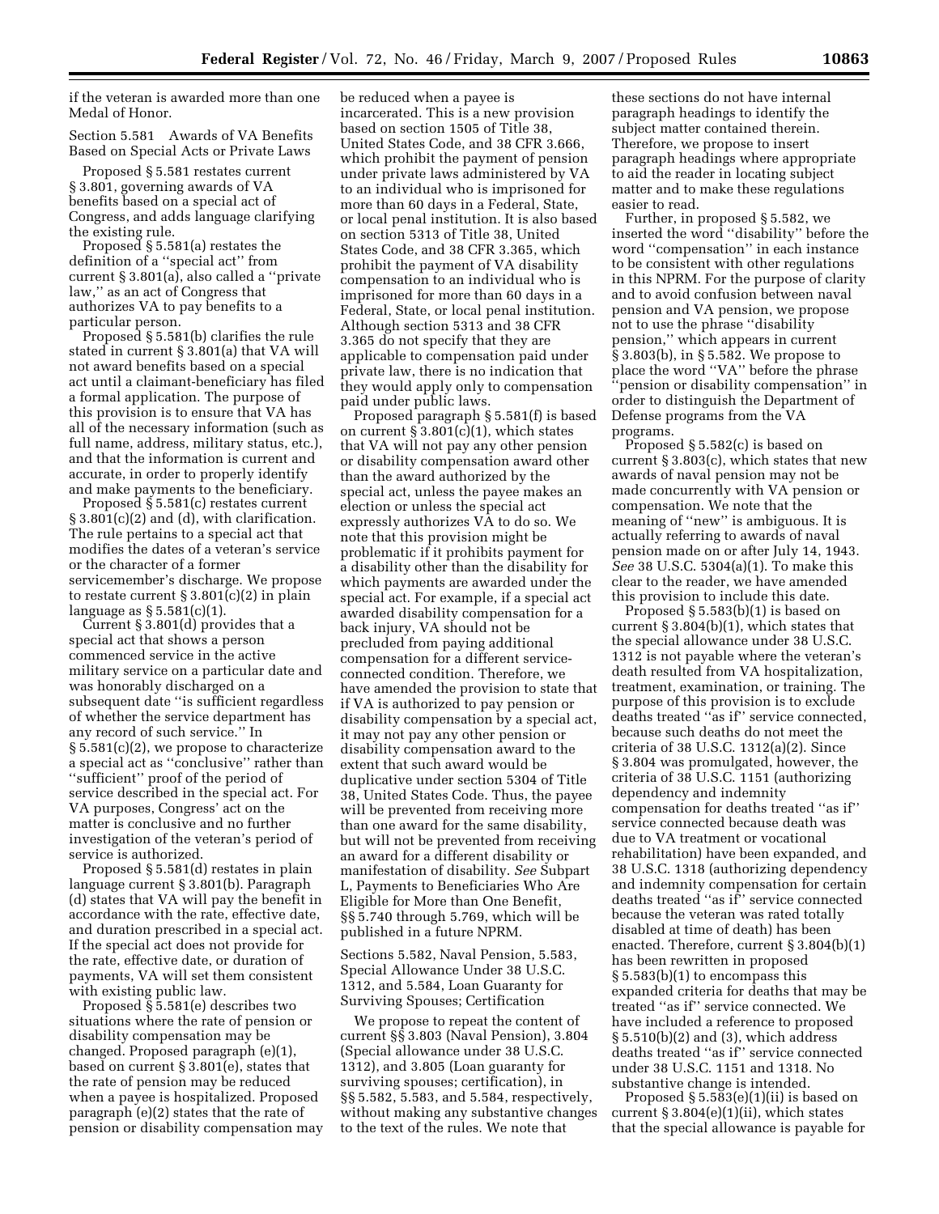if the veteran is awarded more than one Medal of Honor.

Section 5.581 Awards of VA Benefits Based on Special Acts or Private Laws

Proposed § 5.581 restates current § 3.801, governing awards of VA benefits based on a special act of Congress, and adds language clarifying the existing rule.

Proposed § 5.581(a) restates the definition of a ''special act'' from current § 3.801(a), also called a ''private law,'' as an act of Congress that authorizes VA to pay benefits to a particular person.

Proposed § 5.581(b) clarifies the rule stated in current § 3.801(a) that VA will not award benefits based on a special act until a claimant-beneficiary has filed a formal application. The purpose of this provision is to ensure that VA has all of the necessary information (such as full name, address, military status, etc.), and that the information is current and accurate, in order to properly identify and make payments to the beneficiary.

Proposed § 5.581(c) restates current § 3.801(c)(2) and (d), with clarification. The rule pertains to a special act that modifies the dates of a veteran's service or the character of a former servicemember's discharge. We propose to restate current § 3.801(c)(2) in plain language as § 5.581(c)(1).

Current § 3.801(d) provides that a special act that shows a person commenced service in the active military service on a particular date and was honorably discharged on a subsequent date ''is sufficient regardless of whether the service department has any record of such service.'' In § 5.581(c)(2), we propose to characterize a special act as ''conclusive'' rather than ''sufficient'' proof of the period of service described in the special act. For VA purposes, Congress' act on the matter is conclusive and no further investigation of the veteran's period of service is authorized.

Proposed § 5.581(d) restates in plain language current § 3.801(b). Paragraph (d) states that VA will pay the benefit in accordance with the rate, effective date, and duration prescribed in a special act. If the special act does not provide for the rate, effective date, or duration of payments, VA will set them consistent with existing public law.

Proposed § 5.581(e) describes two situations where the rate of pension or disability compensation may be changed. Proposed paragraph (e)(1), based on current § 3.801(e), states that the rate of pension may be reduced when a payee is hospitalized. Proposed paragraph (e)(2) states that the rate of pension or disability compensation may be reduced when a payee is incarcerated. This is a new provision based on section 1505 of Title 38, United States Code, and 38 CFR 3.666, which prohibit the payment of pension under private laws administered by VA to an individual who is imprisoned for more than 60 days in a Federal, State, or local penal institution. It is also based on section 5313 of Title 38, United States Code, and 38 CFR 3.365, which prohibit the payment of VA disability compensation to an individual who is imprisoned for more than 60 days in a Federal, State, or local penal institution. Although section 5313 and 38 CFR 3.365 do not specify that they are applicable to compensation paid under private law, there is no indication that they would apply only to compensation paid under public laws.

Proposed paragraph § 5.581(f) is based on current § 3.801(c)(1), which states that VA will not pay any other pension or disability compensation award other than the award authorized by the special act, unless the payee makes an election or unless the special act expressly authorizes VA to do so. We note that this provision might be problematic if it prohibits payment for a disability other than the disability for which payments are awarded under the special act. For example, if a special act awarded disability compensation for a back injury, VA should not be precluded from paying additional compensation for a different service-connected condition. Therefore, we have amended the provision to state that if VA is authorized to pay pension or disability compensation by a special act, it may not pay any other pension or disability compensation award to the extent that such award would be duplicative under section 5304 of Title 38, United States Code. Thus, the payee will be prevented from receiving more than one award for the same disability, but will not be prevented from receiving an award for a different disability or manifestation of disability. *See* Subpart L, Payments to Beneficiaries Who Are Eligible for More than One Benefit, §§ 5.740 through 5.769, which will be published in a future NPRM.

Sections 5.582, Naval Pension, 5.583, Special Allowance Under 38 U.S.C. 1312, and 5.584, Loan Guaranty for Surviving Spouses; Certification

We propose to repeat the content of current §§ 3.803 (Naval Pension), 3.804 (Special allowance under 38 U.S.C. 1312), and 3.805 (Loan guaranty for surviving spouses; certification), in §§ 5.582, 5.583, and 5.584, respectively, without making any substantive changes to the text of the rules. We note that these sections do not have internal paragraph headings to identify the subject matter contained therein. Therefore, we propose to insert paragraph headings where appropriate to aid the reader in locating subject matter and to make these regulations easier to read.

Further, in proposed § 5.582, we inserted the word ''disability'' before the word ''compensation'' in each instance to be consistent with other regulations in this NPRM. For the purpose of clarity and to avoid confusion between naval pension and VA pension, we propose not to use the phrase ''disability pension,'' which appears in current § 3.803(b), in § 5.582. We propose to place the word ''VA'' before the phrase ''pension or disability compensation'' in order to distinguish the Department of Defense programs from the VA programs.

Proposed § 5.582(c) is based on current § 3.803(c), which states that new awards of naval pension may not be made concurrently with VA pension or compensation. We note that the meaning of ''new'' is ambiguous. It is actually referring to awards of naval pension made on or after July 14, 1943. *See* 38 U.S.C. 5304(a)(1). To make this clear to the reader, we have amended this provision to include this date.

Proposed § 5.583(b)(1) is based on current § 3.804(b)(1), which states that the special allowance under 38 U.S.C. 1312 is not payable where the veteran's death resulted from VA hospitalization, treatment, examination, or training. The purpose of this provision is to exclude deaths treated ''as if'' service connected, because such deaths do not meet the criteria of 38 U.S.C. 1312(a)(2). Since § 3.804 was promulgated, however, the criteria of 38 U.S.C. 1151 (authorizing dependency and indemnity compensation for deaths treated ''as if'' service connected because death was due to VA treatment or vocational rehabilitation) have been expanded, and 38 U.S.C. 1318 (authorizing dependency and indemnity compensation for certain deaths treated ''as if'' service connected because the veteran was rated totally disabled at time of death) has been enacted. Therefore, current § 3.804(b)(1) has been rewritten in proposed § 5.583(b)(1) to encompass this expanded criteria for deaths that may be treated ''as if'' service connected. We have included a reference to proposed § 5.510(b)(2) and (3), which address deaths treated ''as if'' service connected under 38 U.S.C. 1151 and 1318. No substantive change is intended.

Proposed § 5.583(e)(1)(ii) is based on current § 3.804(e)(1)(ii), which states that the special allowance is payable for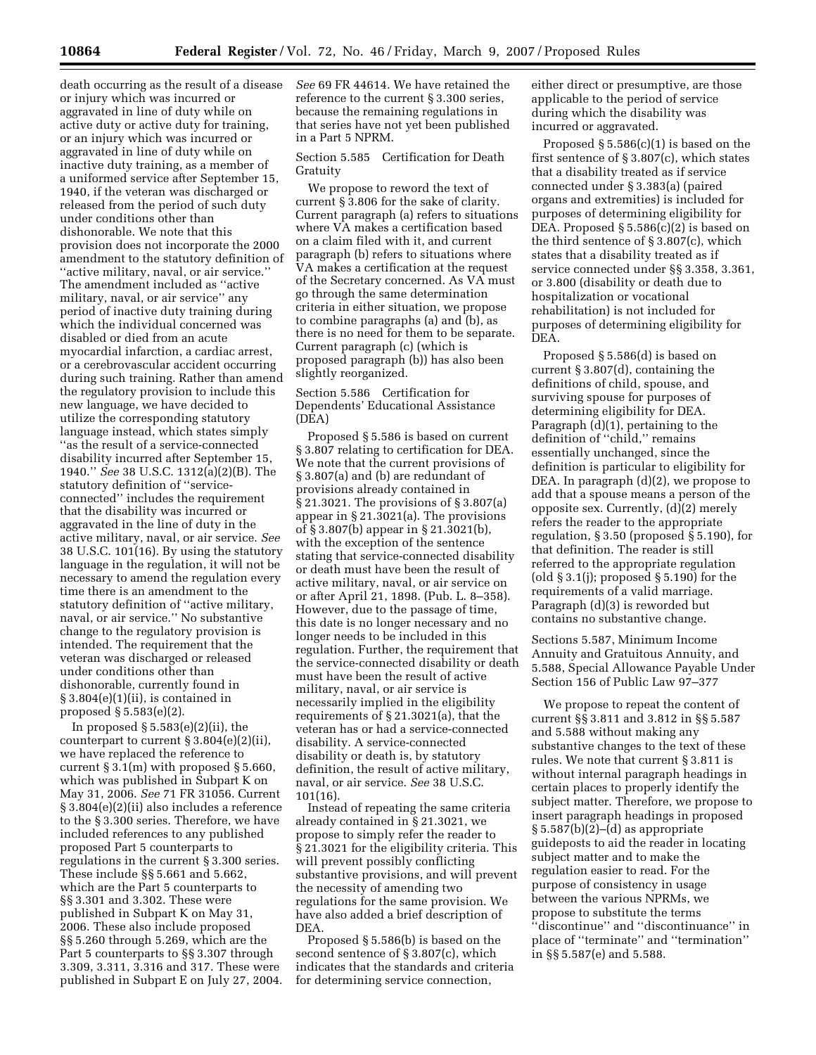death occurring as the result of a disease or injury which was incurred or aggravated in line of duty while on active duty or active duty for training, or an injury which was incurred or aggravated in line of duty while on inactive duty training, as a member of a uniformed service after September 15, 1940, if the veteran was discharged or released from the period of such duty under conditions other than dishonorable. We note that this provision does not incorporate the 2000 amendment to the statutory definition of ''active military, naval, or air service.'' The amendment included as ''active military, naval, or air service'' any period of inactive duty training during which the individual concerned was disabled or died from an acute myocardial infarction, a cardiac arrest, or a cerebrovascular accident occurring during such training. Rather than amend the regulatory provision to include this new language, we have decided to utilize the corresponding statutory language instead, which states simply ''as the result of a service-connected disability incurred after September 15, 1940.'' *See* 38 U.S.C. 1312(a)(2)(B). The statutory definition of ''service-connected'' includes the requirement that the disability was incurred or aggravated in the line of duty in the active military, naval, or air service. *See* 38 U.S.C. 101(16). By using the statutory language in the regulation, it will not be necessary to amend the regulation every time there is an amendment to the statutory definition of ''active military, naval, or air service.'' No substantive change to the regulatory provision is intended. The requirement that the veteran was discharged or released under conditions other than dishonorable, currently found in § 3.804(e)(1)(ii), is contained in proposed § 5.583(e)(2).

In proposed § 5.583(e)(2)(ii), the counterpart to current § 3.804(e)(2)(ii), we have replaced the reference to current § 3.1(m) with proposed § 5.660, which was published in Subpart K on May 31, 2006. *See* 71 FR 31056. Current § 3.804(e)(2)(ii) also includes a reference to the § 3.300 series. Therefore, we have included references to any published proposed Part 5 counterparts to regulations in the current § 3.300 series. These include §§ 5.661 and 5.662, which are the Part 5 counterparts to §§ 3.301 and 3.302. These were published in Subpart K on May 31, 2006. These also include proposed §§ 5.260 through 5.269, which are the Part 5 counterparts to §§ 3.307 through 3.309, 3.311, 3.316 and 317. These were published in Subpart E on July 27, 2004. *See* 69 FR 44614. We have retained the reference to the current § 3.300 series, because the remaining regulations in that series have not yet been published in a Part 5 NPRM.

Section 5.585 Certification for Death Gratuity

We propose to reword the text of current § 3.806 for the sake of clarity. Current paragraph (a) refers to situations where VA makes a certification based on a claim filed with it, and current paragraph (b) refers to situations where VA makes a certification at the request of the Secretary concerned. As VA must go through the same determination criteria in either situation, we propose to combine paragraphs (a) and (b), as there is no need for them to be separate. Current paragraph (c) (which is proposed paragraph (b)) has also been slightly reorganized.

Section 5.586 Certification for Dependents' Educational Assistance (DEA)

Proposed § 5.586 is based on current § 3.807 relating to certification for DEA. We note that the current provisions of § 3.807(a) and (b) are redundant of provisions already contained in § 21.3021. The provisions of § 3.807(a) appear in § 21.3021(a). The provisions of § 3.807(b) appear in § 21.3021(b), with the exception of the sentence stating that service-connected disability or death must have been the result of active military, naval, or air service on or after April 21, 1898. (Pub. L. 8–358). However, due to the passage of time, this date is no longer necessary and no longer needs to be included in this regulation. Further, the requirement that the service-connected disability or death must have been the result of active military, naval, or air service is necessarily implied in the eligibility requirements of § 21.3021(a), that the veteran has or had a service-connected disability. A service-connected disability or death is, by statutory definition, the result of active military, naval, or air service. *See* 38 U.S.C. 101(16).

Instead of repeating the same criteria already contained in § 21.3021, we propose to simply refer the reader to § 21.3021 for the eligibility criteria. This will prevent possibly conflicting substantive provisions, and will prevent the necessity of amending two regulations for the same provision. We have also added a brief description of DEA.

Proposed § 5.586(b) is based on the second sentence of § 3.807(c), which indicates that the standards and criteria for determining service connection, either direct or presumptive, are those applicable to the period of service during which the disability was incurred or aggravated.

Proposed § 5.586(c)(1) is based on the first sentence of § 3.807(c), which states that a disability treated as if service connected under § 3.383(a) (paired organs and extremities) is included for purposes of determining eligibility for DEA. Proposed § 5.586(c)(2) is based on the third sentence of § 3.807(c), which states that a disability treated as if service connected under §§ 3.358, 3.361, or 3.800 (disability or death due to hospitalization or vocational rehabilitation) is not included for purposes of determining eligibility for DEA.

Proposed § 5.586(d) is based on current § 3.807(d), containing the definitions of child, spouse, and surviving spouse for purposes of determining eligibility for DEA. Paragraph (d)(1), pertaining to the definition of ''child,'' remains essentially unchanged, since the definition is particular to eligibility for DEA. In paragraph (d)(2), we propose to add that a spouse means a person of the opposite sex. Currently, (d)(2) merely refers the reader to the appropriate regulation, § 3.50 (proposed § 5.190), for that definition. The reader is still referred to the appropriate regulation (old § 3.1(j); proposed § 5.190) for the requirements of a valid marriage. Paragraph (d)(3) is reworded but contains no substantive change.

Sections 5.587, Minimum Income Annuity and Gratuitous Annuity, and 5.588, Special Allowance Payable Under Section 156 of Public Law 97–377

We propose to repeat the content of current §§ 3.811 and 3.812 in §§ 5.587 and 5.588 without making any substantive changes to the text of these rules. We note that current § 3.811 is without internal paragraph headings in certain places to properly identify the subject matter. Therefore, we propose to insert paragraph headings in proposed § 5.587(b)(2)–(d) as appropriate guideposts to aid the reader in locating subject matter and to make the regulation easier to read. For the purpose of consistency in usage between the various NPRMs, we propose to substitute the terms ''discontinue'' and ''discontinuance'' in place of ''terminate'' and ''termination'' in §§ 5.587(e) and 5.588.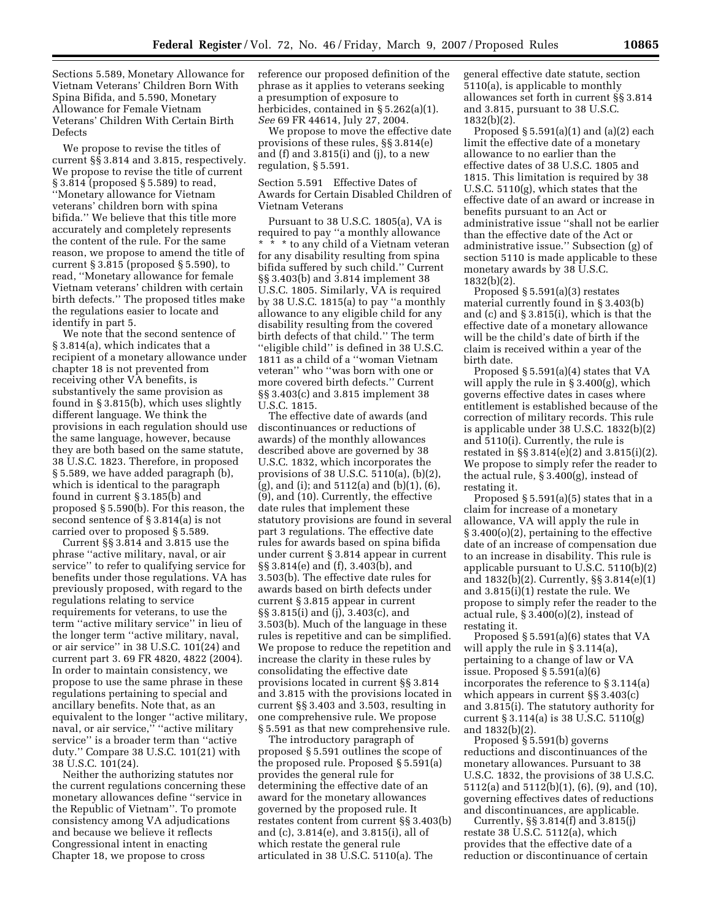Sections 5.589, Monetary Allowance for Vietnam Veterans' Children Born With Spina Bifida, and 5.590, Monetary Allowance for Female Vietnam Veterans' Children With Certain Birth Defects

We propose to revise the titles of current §§ 3.814 and 3.815, respectively. We propose to revise the title of current § 3.814 (proposed § 5.589) to read, ''Monetary allowance for Vietnam veterans' children born with spina bifida.'' We believe that this title more accurately and completely represents the content of the rule. For the same reason, we propose to amend the title of current § 3.815 (proposed § 5.590), to read, ''Monetary allowance for female Vietnam veterans' children with certain birth defects.'' The proposed titles make the regulations easier to locate and identify in part 5.

We note that the second sentence of § 3.814(a), which indicates that a recipient of a monetary allowance under chapter 18 is not prevented from receiving other VA benefits, is substantively the same provision as found in § 3.815(b), which uses slightly different language. We think the provisions in each regulation should use the same language, however, because they are both based on the same statute, 38 U.S.C. 1823. Therefore, in proposed § 5.589, we have added paragraph (b), which is identical to the paragraph found in current § 3.185(b) and proposed § 5.590(b). For this reason, the second sentence of § 3.814(a) is not carried over to proposed § 5.589.

Current §§ 3.814 and 3.815 use the phrase ''active military, naval, or air service'' to refer to qualifying service for benefits under those regulations. VA has previously proposed, with regard to the regulations relating to service requirements for veterans, to use the term ''active military service'' in lieu of the longer term ''active military, naval, or air service'' in 38 U.S.C. 101(24) and current part 3. 69 FR 4820, 4822 (2004). In order to maintain consistency, we propose to use the same phrase in these regulations pertaining to special and ancillary benefits. Note that, as an equivalent to the longer ''active military, naval, or air service,'' ''active military service'' is a broader term than ''active duty.'' Compare 38 U.S.C. 101(21) with 38 U.S.C. 101(24).

Neither the authorizing statutes nor the current regulations concerning these monetary allowances define ''service in the Republic of Vietnam''. To promote consistency among VA adjudications and because we believe it reflects Congressional intent in enacting Chapter 18, we propose to cross reference our proposed definition of the phrase as it applies to veterans seeking a presumption of exposure to herbicides, contained in § 5.262(a)(1). *See* 69 FR 44614, July 27, 2004.

We propose to move the effective date provisions of these rules, §§ 3.814(e) and (f) and 3.815(i) and (j), to a new regulation, § 5.591.

Section 5.591 Effective Dates of Awards for Certain Disabled Children of Vietnam Veterans

Pursuant to 38 U.S.C. 1805(a), VA is required to pay ''a monthly allowance * * * to any child of a Vietnam veteran for any disability resulting from spina bifida suffered by such child.'' Current §§ 3.403(b) and 3.814 implement 38 U.S.C. 1805. Similarly, VA is required by 38 U.S.C. 1815(a) to pay ''a monthly allowance to any eligible child for any disability resulting from the covered birth defects of that child.'' The term ''eligible child'' is defined in 38 U.S.C. 1811 as a child of a ''woman Vietnam veteran'' who ''was born with one or more covered birth defects.'' Current §§ 3.403(c) and 3.815 implement 38 U.S.C. 1815.

The effective date of awards (and discontinuances or reductions of awards) of the monthly allowances described above are governed by 38 U.S.C. 1832, which incorporates the provisions of 38 U.S.C. 5110(a), (b)(2), (g), and (i); and 5112(a) and (b)(1), (6), (9), and (10). Currently, the effective date rules that implement these statutory provisions are found in several part 3 regulations. The effective date rules for awards based on spina bifida under current § 3.814 appear in current §§ 3.814(e) and (f), 3.403(b), and 3.503(b). The effective date rules for awards based on birth defects under current § 3.815 appear in current §§ 3.815(i) and (j), 3.403(c), and 3.503(b). Much of the language in these rules is repetitive and can be simplified. We propose to reduce the repetition and increase the clarity in these rules by consolidating the effective date provisions located in current §§ 3.814 and 3.815 with the provisions located in current §§ 3.403 and 3.503, resulting in one comprehensive rule. We propose § 5.591 as that new comprehensive rule.

The introductory paragraph of proposed § 5.591 outlines the scope of the proposed rule. Proposed § 5.591(a) provides the general rule for determining the effective date of an award for the monetary allowances governed by the proposed rule. It restates content from current §§ 3.403(b) and (c), 3.814(e), and 3.815(i), all of which restate the general rule articulated in 38 U.S.C. 5110(a). The general effective date statute, section 5110(a), is applicable to monthly allowances set forth in current §§ 3.814 and 3.815, pursuant to 38 U.S.C. 1832(b)(2).

Proposed § 5.591(a)(1) and (a)(2) each limit the effective date of a monetary allowance to no earlier than the effective dates of 38 U.S.C. 1805 and 1815. This limitation is required by 38 U.S.C. 5110(g), which states that the effective date of an award or increase in benefits pursuant to an Act or administrative issue ''shall not be earlier than the effective date of the Act or administrative issue.'' Subsection (g) of section 5110 is made applicable to these monetary awards by 38 U.S.C. 1832(b)(2).

Proposed § 5.591(a)(3) restates material currently found in § 3.403(b) and (c) and § 3.815(i), which is that the effective date of a monetary allowance will be the child's date of birth if the claim is received within a year of the birth date.

Proposed § 5.591(a)(4) states that VA will apply the rule in § 3.400(g), which governs effective dates in cases where entitlement is established because of the correction of military records. This rule is applicable under 38 U.S.C. 1832(b)(2) and 5110(i). Currently, the rule is restated in §§ 3.814(e)(2) and 3.815(i)(2). We propose to simply refer the reader to the actual rule, § 3.400(g), instead of restating it.

Proposed § 5.591(a)(5) states that in a claim for increase of a monetary allowance, VA will apply the rule in § 3.400(o)(2), pertaining to the effective date of an increase of compensation due to an increase in disability. This rule is applicable pursuant to U.S.C. 5110(b)(2) and 1832(b)(2). Currently, §§ 3.814(e)(1) and 3.815(i)(1) restate the rule. We propose to simply refer the reader to the actual rule, § 3.400(o)(2), instead of restating it.

Proposed § 5.591(a)(6) states that VA will apply the rule in § 3.114(a), pertaining to a change of law or VA issue. Proposed § 5.591(a)(6) incorporates the reference to § 3.114(a) which appears in current §§ 3.403(c) and 3.815(i). The statutory authority for current § 3.114(a) is 38 U.S.C. 5110(g) and 1832(b)(2).

Proposed § 5.591(b) governs reductions and discontinuances of the monetary allowances. Pursuant to 38 U.S.C. 1832, the provisions of 38 U.S.C. 5112(a) and 5112(b)(1), (6), (9), and (10), governing effectives dates of reductions and discontinuances, are applicable.

Currently, §§ 3.814(f) and 3.815(j) restate 38 U.S.C. 5112(a), which provides that the effective date of a reduction or discontinuance of certain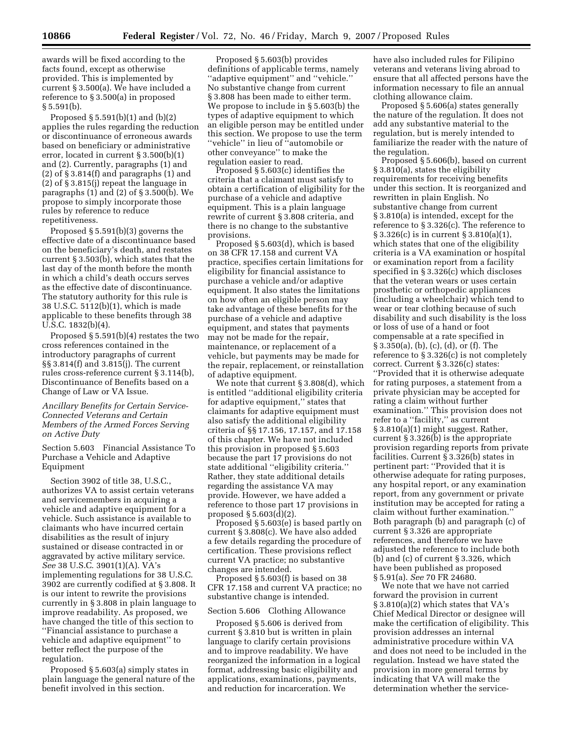awards will be fixed according to the facts found, except as otherwise provided. This is implemented by current § 3.500(a). We have included a reference to § 3.500(a) in proposed § 5.591(b).

Proposed § 5.591(b)(1) and (b)(2) applies the rules regarding the reduction or discontinuance of erroneous awards based on beneficiary or administrative error, located in current § 3.500(b)(1) and (2). Currently, paragraphs (1) and (2) of § 3.814(f) and paragraphs (1) and (2) of § 3.815(j) repeat the language in paragraphs (1) and (2) of § 3.500(b). We propose to simply incorporate those rules by reference to reduce repetitiveness.

Proposed § 5.591(b)(3) governs the effective date of a discontinuance based on the beneficiary's death, and restates current § 3.503(b), which states that the last day of the month before the month in which a child's death occurs serves as the effective date of discontinuance. The statutory authority for this rule is 38 U.S.C. 5112(b)(1), which is made applicable to these benefits through 38 U.S.C. 1832(b)(4).

Proposed § 5.591(b)(4) restates the two cross references contained in the introductory paragraphs of current §§ 3.814(f) and 3.815(j). The current rules cross-reference current § 3.114(b), Discontinuance of Benefits based on a Change of Law or VA Issue.

*Ancillary Benefits for Certain Service-Connected Veterans and Certain Members of the Armed Forces Serving on Active Duty*

Section 5.603 Financial Assistance To Purchase a Vehicle and Adaptive Equipment

Section 3902 of title 38, U.S.C., authorizes VA to assist certain veterans and servicemembers in acquiring a vehicle and adaptive equipment for a vehicle. Such assistance is available to claimants who have incurred certain disabilities as the result of injury sustained or disease contracted in or aggravated by active military service. *See* 38 U.S.C. 3901(1)(A). VA's implementing regulations for 38 U.S.C. 3902 are currently codified at § 3.808. It is our intent to rewrite the provisions currently in § 3.808 in plain language to improve readability. As proposed, we have changed the title of this section to "Financial assistance to purchase a vehicle and adaptive equipment" to better reflect the purpose of the regulation.

Proposed § 5.603(a) simply states in plain language the general nature of the benefit involved in this section.

Proposed § 5.603(b) provides definitions of applicable terms, namely "adaptive equipment" and "vehicle." No substantive change from current § 3.808 has been made to either term. We propose to include in § 5.603(b) the types of adaptive equipment to which an eligible person may be entitled under this section. We propose to use the term "vehicle" in lieu of "automobile or other conveyance" to make the regulation easier to read.

Proposed § 5.603(c) identifies the criteria that a claimant must satisfy to obtain a certification of eligibility for the purchase of a vehicle and adaptive equipment. This is a plain language rewrite of current § 3.808 criteria, and there is no change to the substantive provisions.

Proposed § 5.603(d), which is based on 38 CFR 17.158 and current VA practice, specifies certain limitations for eligibility for financial assistance to purchase a vehicle and/or adaptive equipment. It also states the limitations on how often an eligible person may take advantage of these benefits for the purchase of a vehicle and adaptive equipment, and states that payments may not be made for the repair, maintenance, or replacement of a vehicle, but payments may be made for the repair, replacement, or reinstallation of adaptive equipment.

We note that current § 3.808(d), which is entitled "additional eligibility criteria for adaptive equipment," states that claimants for adaptive equipment must also satisfy the additional eligibility criteria of §§ 17.156, 17.157, and 17.158 of this chapter. We have not included this provision in proposed § 5.603 because the part 17 provisions do not state additional "eligibility criteria." Rather, they state additional details regarding the assistance VA may provide. However, we have added a reference to those part 17 provisions in proposed § 5.603(d)(2).

Proposed § 5.603(e) is based partly on current § 3.808(c). We have also added a few details regarding the procedure of certification. These provisions reflect current VA practice; no substantive changes are intended.

Proposed § 5.603(f) is based on 38 CFR 17.158 and current VA practice; no substantive change is intended.

Section 5.606 Clothing Allowance

Proposed § 5.606 is derived from current § 3.810 but is written in plain language to clarify certain provisions and to improve readability. We have reorganized the information in a logical format, addressing basic eligibility and applications, examinations, payments, and reduction for incarceration. We have also included rules for Filipino veterans and veterans living abroad to ensure that all affected persons have the information necessary to file an annual clothing allowance claim.

Proposed § 5.606(a) states generally the nature of the regulation. It does not add any substantive material to the regulation, but is merely intended to familiarize the reader with the nature of the regulation.

Proposed § 5.606(b), based on current § 3.810(a), states the eligibility requirements for receiving benefits under this section. It is reorganized and rewritten in plain English. No substantive change from current § 3.810(a) is intended, except for the reference to § 3.326(c). The reference to § 3.326(c) is in current § 3.810(a)(1), which states that one of the eligibility criteria is a VA examination or hospital or examination report from a facility specified in § 3.326(c) which discloses that the veteran wears or uses certain prosthetic or orthopedic appliances (including a wheelchair) which tend to wear or tear clothing because of such disability and such disability is the loss or loss of use of a hand or foot compensable at a rate specified in § 3.350(a), (b), (c), (d), or (f). The reference to § 3.326(c) is not completely correct. Current § 3.326(c) states: "Provided that it is otherwise adequate for rating purposes, a statement from a private physician may be accepted for rating a claim without further examination." This provision does not refer to a "facility," as current § 3.810(a)(1) might suggest. Rather, current § 3.326(b) is the appropriate provision regarding reports from private facilities. Current § 3.326(b) states in pertinent part: "Provided that it is otherwise adequate for rating purposes, any hospital report, or any examination report, from any government or private institution may be accepted for rating a claim without further examination." Both paragraph (b) and paragraph (c) of current § 3.326 are appropriate references, and therefore we have adjusted the reference to include both (b) and (c) of current § 3.326, which have been published as proposed § 5.91(a). *See* 70 FR 24680.

We note that we have not carried forward the provision in current § 3.810(a)(2) which states that VA's Chief Medical Director or designee will make the certification of eligibility. This provision addresses an internal administrative procedure within VA and does not need to be included in the regulation. Instead we have stated the provision in more general terms by indicating that VA will make the determination whether the service-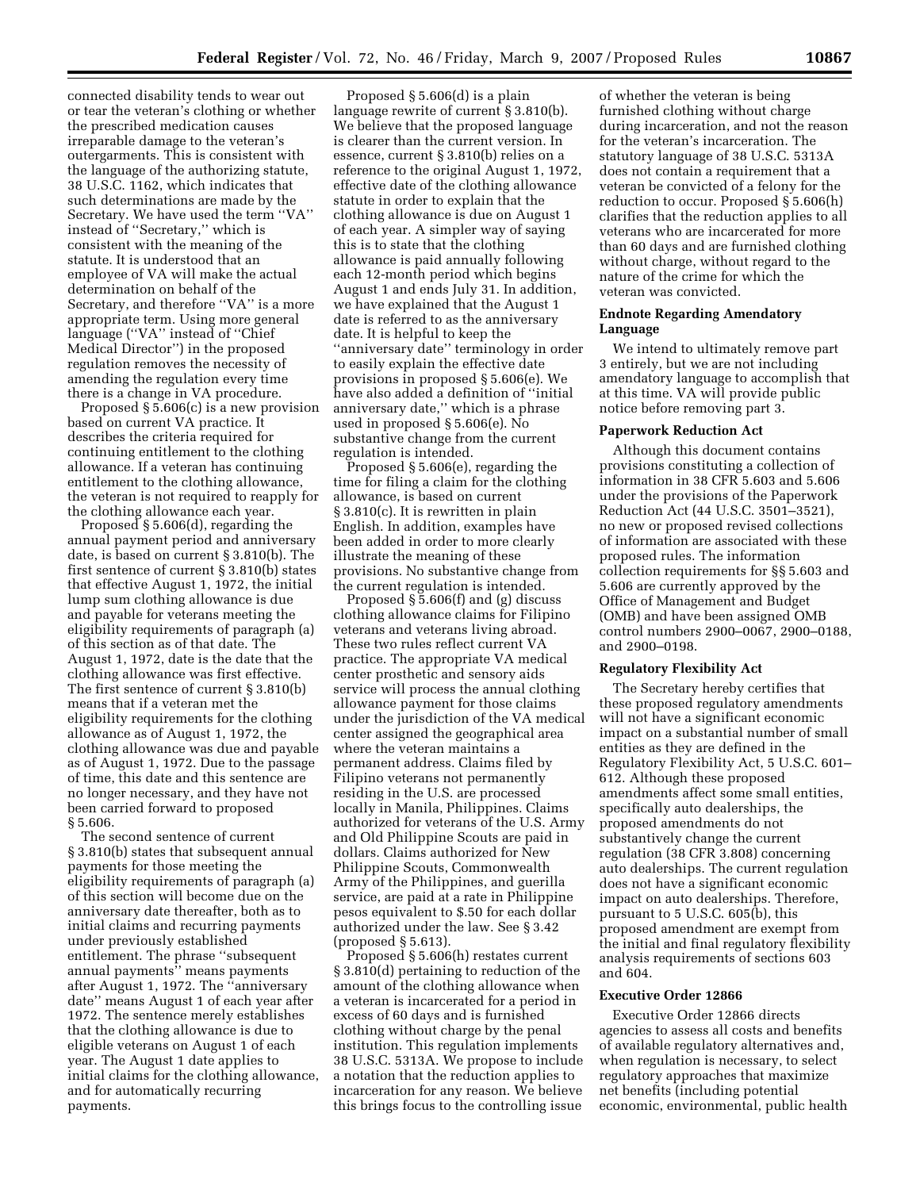connected disability tends to wear out or tear the veteran's clothing or whether the prescribed medication causes irreparable damage to the veteran's outergarments. This is consistent with the language of the authorizing statute, 38 U.S.C. 1162, which indicates that such determinations are made by the Secretary. We have used the term ''VA'' instead of ''Secretary,'' which is consistent with the meaning of the statute. It is understood that an employee of VA will make the actual determination on behalf of the Secretary, and therefore ''VA'' is a more appropriate term. Using more general language (''VA'' instead of ''Chief Medical Director'') in the proposed regulation removes the necessity of amending the regulation every time there is a change in VA procedure.

Proposed § 5.606(c) is a new provision based on current VA practice. It describes the criteria required for continuing entitlement to the clothing allowance. If a veteran has continuing entitlement to the clothing allowance, the veteran is not required to reapply for the clothing allowance each year.

Proposed § 5.606(d), regarding the annual payment period and anniversary date, is based on current § 3.810(b). The first sentence of current § 3.810(b) states that effective August 1, 1972, the initial lump sum clothing allowance is due and payable for veterans meeting the eligibility requirements of paragraph (a) of this section as of that date. The August 1, 1972, date is the date that the clothing allowance was first effective. The first sentence of current § 3.810(b) means that if a veteran met the eligibility requirements for the clothing allowance as of August 1, 1972, the clothing allowance was due and payable as of August 1, 1972. Due to the passage of time, this date and this sentence are no longer necessary, and they have not been carried forward to proposed § 5.606.

The second sentence of current § 3.810(b) states that subsequent annual payments for those meeting the eligibility requirements of paragraph (a) of this section will become due on the anniversary date thereafter, both as to initial claims and recurring payments under previously established entitlement. The phrase ''subsequent annual payments'' means payments after August 1, 1972. The ''anniversary date'' means August 1 of each year after 1972. The sentence merely establishes that the clothing allowance is due to eligible veterans on August 1 of each year. The August 1 date applies to initial claims for the clothing allowance, and for automatically recurring payments.

Proposed § 5.606(d) is a plain language rewrite of current § 3.810(b). We believe that the proposed language is clearer than the current version. In essence, current § 3.810(b) relies on a reference to the original August 1, 1972, effective date of the clothing allowance statute in order to explain that the clothing allowance is due on August 1 of each year. A simpler way of saying this is to state that the clothing allowance is paid annually following each 12-month period which begins August 1 and ends July 31. In addition, we have explained that the August 1 date is referred to as the anniversary date. It is helpful to keep the ''anniversary date'' terminology in order to easily explain the effective date provisions in proposed § 5.606(e). We have also added a definition of ''initial anniversary date,'' which is a phrase used in proposed § 5.606(e). No substantive change from the current regulation is intended.

Proposed § 5.606(e), regarding the time for filing a claim for the clothing allowance, is based on current § 3.810(c). It is rewritten in plain English. In addition, examples have been added in order to more clearly illustrate the meaning of these provisions. No substantive change from the current regulation is intended.

Proposed § 5.606(f) and (g) discuss clothing allowance claims for Filipino veterans and veterans living abroad. These two rules reflect current VA practice. The appropriate VA medical center prosthetic and sensory aids service will process the annual clothing allowance payment for those claims under the jurisdiction of the VA medical center assigned the geographical area where the veteran maintains a permanent address. Claims filed by Filipino veterans not permanently residing in the U.S. are processed locally in Manila, Philippines. Claims authorized for veterans of the U.S. Army and Old Philippine Scouts are paid in dollars. Claims authorized for New Philippine Scouts, Commonwealth Army of the Philippines, and guerilla service, are paid at a rate in Philippine pesos equivalent to \$.50 for each dollar authorized under the law. See § 3.42 (proposed § 5.613).

Proposed § 5.606(h) restates current § 3.810(d) pertaining to reduction of the amount of the clothing allowance when a veteran is incarcerated for a period in excess of 60 days and is furnished clothing without charge by the penal institution. This regulation implements 38 U.S.C. 5313A. We propose to include a notation that the reduction applies to incarceration for any reason. We believe this brings focus to the controlling issue of whether the veteran is being furnished clothing without charge during incarceration, and not the reason for the veteran's incarceration. The statutory language of 38 U.S.C. 5313A does not contain a requirement that a veteran be convicted of a felony for the reduction to occur. Proposed § 5.606(h) clarifies that the reduction applies to all veterans who are incarcerated for more than 60 days and are furnished clothing without charge, without regard to the nature of the crime for which the veteran was convicted.

### Endnote Regarding Amendatory Language

We intend to ultimately remove part 3 entirely, but we are not including amendatory language to accomplish that at this time. VA will provide public notice before removing part 3.

### Paperwork Reduction Act

Although this document contains provisions constituting a collection of information in 38 CFR 5.603 and 5.606 under the provisions of the Paperwork Reduction Act (44 U.S.C. 3501–3521), no new or proposed revised collections of information are associated with these proposed rules. The information collection requirements for §§ 5.603 and 5.606 are currently approved by the Office of Management and Budget (OMB) and have been assigned OMB control numbers 2900–0067, 2900–0188, and 2900–0198.

### Regulatory Flexibility Act

The Secretary hereby certifies that these proposed regulatory amendments will not have a significant economic impact on a substantial number of small entities as they are defined in the Regulatory Flexibility Act, 5 U.S.C. 601–612. Although these proposed amendments affect some small entities, specifically auto dealerships, the proposed amendments do not substantively change the current regulation (38 CFR 3.808) concerning auto dealerships. The current regulation does not have a significant economic impact on auto dealerships. Therefore, pursuant to 5 U.S.C. 605(b), this proposed amendment are exempt from the initial and final regulatory flexibility analysis requirements of sections 603 and 604.

### Executive Order 12866

Executive Order 12866 directs agencies to assess all costs and benefits of available regulatory alternatives and, when regulation is necessary, to select regulatory approaches that maximize net benefits (including potential economic, environmental, public health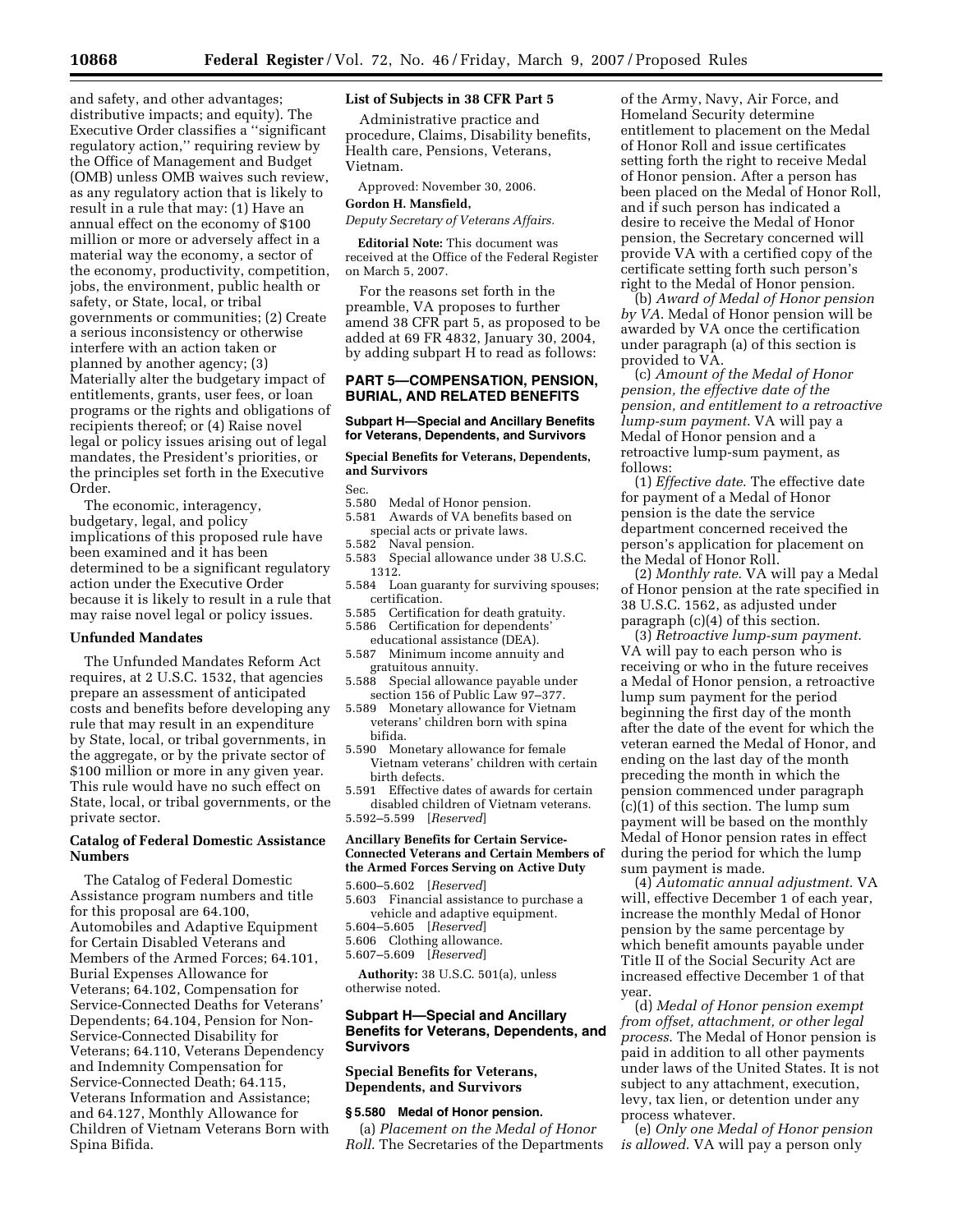and safety, and other advantages; distributive impacts; and equity). The Executive Order classifies a ''significant regulatory action,'' requiring review by the Office of Management and Budget (OMB) unless OMB waives such review, as any regulatory action that is likely to result in a rule that may: (1) Have an annual effect on the economy of $100 million or more or adversely affect in a material way the economy, a sector of the economy, productivity, competition, jobs, the environment, public health or safety, or State, local, or tribal governments or communities; (2) Create a serious inconsistency or otherwise interfere with an action taken or planned by another agency; (3) Materially alter the budgetary impact of entitlements, grants, user fees, or loan programs or the rights and obligations of recipients thereof; or (4) Raise novel legal or policy issues arising out of legal mandates, the President's priorities, or the principles set forth in the Executive Order.

The economic, interagency, budgetary, legal, and policy implications of this proposed rule have been examined and it has been determined to be a significant regulatory action under the Executive Order because it is likely to result in a rule that may raise novel legal or policy issues.

### Unfunded Mandates

The Unfunded Mandates Reform Act requires, at 2 U.S.C. 1532, that agencies prepare an assessment of anticipated costs and benefits before developing any rule that may result in an expenditure by State, local, or tribal governments, in the aggregate, or by the private sector of $100 million or more in any given year. This rule would have no such effect on State, local, or tribal governments, or the private sector.

### Catalog of Federal Domestic Assistance Numbers

The Catalog of Federal Domestic Assistance program numbers and title for this proposal are 64.100, Automobiles and Adaptive Equipment for Certain Disabled Veterans and Members of the Armed Forces; 64.101, Burial Expenses Allowance for Veterans; 64.102, Compensation for Service-Connected Deaths for Veterans' Dependents; 64.104, Pension for Non-Service-Connected Disability for Veterans; 64.110, Veterans Dependency and Indemnity Compensation for Service-Connected Death; 64.115, Veterans Information and Assistance; and 64.127, Monthly Allowance for Children of Vietnam Veterans Born with Spina Bifida.

### List of Subjects in 38 CFR Part 5

Administrative practice and procedure, Claims, Disability benefits, Health care, Pensions, Veterans, Vietnam.

Approved: November 30, 2006.

**Gordon H. Mansfield,**

*Deputy Secretary of Veterans Affairs.*

**Editorial Note:** This document was received at the Office of the Federal Register on March 5, 2007.

For the reasons set forth in the preamble, VA proposes to further amend 38 CFR part 5, as proposed to be added at 69 FR 4832, January 30, 2004, by adding subpart H to read as follows:

## PART 5—COMPENSATION, PENSION, BURIAL, AND RELATED BENEFITS

### Subpart H—Special and Ancillary Benefits for Veterans, Dependents, and Survivors

#### Special Benefits for Veterans, Dependents, and Survivors

Sec.
5.580 Medal of Honor pension.
5.581 Awards of VA benefits based on special acts or private laws.
5.582 Naval pension.
5.583 Special allowance under 38 U.S.C. 1312.
5.584 Loan guaranty for surviving spouses; certification.
5.585 Certification for death gratuity.
5.586 Certification for dependents' educational assistance (DEA).
5.587 Minimum income annuity and gratuitous annuity.
5.588 Special allowance payable under section 156 of Public Law 97–377.
5.589 Monetary allowance for Vietnam veterans' children born with spina bifida.
5.590 Monetary allowance for female Vietnam veterans' children with certain birth defects.
5.591 Effective dates of awards for certain disabled children of Vietnam veterans.
5.592–5.599 [*Reserved*]

#### Ancillary Benefits for Certain Service-Connected Veterans and Certain Members of the Armed Forces Serving on Active Duty

5.600–5.602 [*Reserved*]
5.603 Financial assistance to purchase a vehicle and adaptive equipment.
5.604–5.605 [*Reserved*]
5.606 Clothing allowance.
5.607–5.609 [*Reserved*]

**Authority:** 38 U.S.C. 501(a), unless otherwise noted.

## Subpart H—Special and Ancillary Benefits for Veterans, Dependents, and Survivors

### Special Benefits for Veterans, Dependents, and Survivors

#### § 5.580 Medal of Honor pension.

(a) *Placement on the Medal of Honor Roll.* The Secretaries of the Departments of the Army, Navy, Air Force, and Homeland Security determine entitlement to placement on the Medal of Honor Roll and issue certificates setting forth the right to receive Medal of Honor pension. After a person has been placed on the Medal of Honor Roll, and if such person has indicated a desire to receive the Medal of Honor pension, the Secretary concerned will provide VA with a certified copy of the certificate setting forth such person's right to the Medal of Honor pension.

(b) *Award of Medal of Honor pension by VA.* Medal of Honor pension will be awarded by VA once the certification under paragraph (a) of this section is provided to VA.

(c) *Amount of the Medal of Honor pension, the effective date of the pension, and entitlement to a retroactive lump-sum payment.* VA will pay a Medal of Honor pension and a retroactive lump-sum payment, as follows:

(1) *Effective date.* The effective date for payment of a Medal of Honor pension is the date the service department concerned received the person's application for placement on the Medal of Honor Roll.

(2) *Monthly rate.* VA will pay a Medal of Honor pension at the rate specified in 38 U.S.C. 1562, as adjusted under paragraph (c)(4) of this section.

(3) *Retroactive lump-sum payment.* VA will pay to each person who is receiving or who in the future receives a Medal of Honor pension, a retroactive lump sum payment for the period beginning the first day of the month after the date of the event for which the veteran earned the Medal of Honor, and ending on the last day of the month preceding the month in which the pension commenced under paragraph (c)(1) of this section. The lump sum payment will be based on the monthly Medal of Honor pension rates in effect during the period for which the lump sum payment is made.

(4) *Automatic annual adjustment.* VA will, effective December 1 of each year, increase the monthly Medal of Honor pension by the same percentage by which benefit amounts payable under Title II of the Social Security Act are increased effective December 1 of that year.

(d) *Medal of Honor pension exempt from offset, attachment, or other legal process.* The Medal of Honor pension is paid in addition to all other payments under laws of the United States. It is not subject to any attachment, execution, levy, tax lien, or detention under any process whatever.

(e) *Only one Medal of Honor pension is allowed.* VA will pay a person only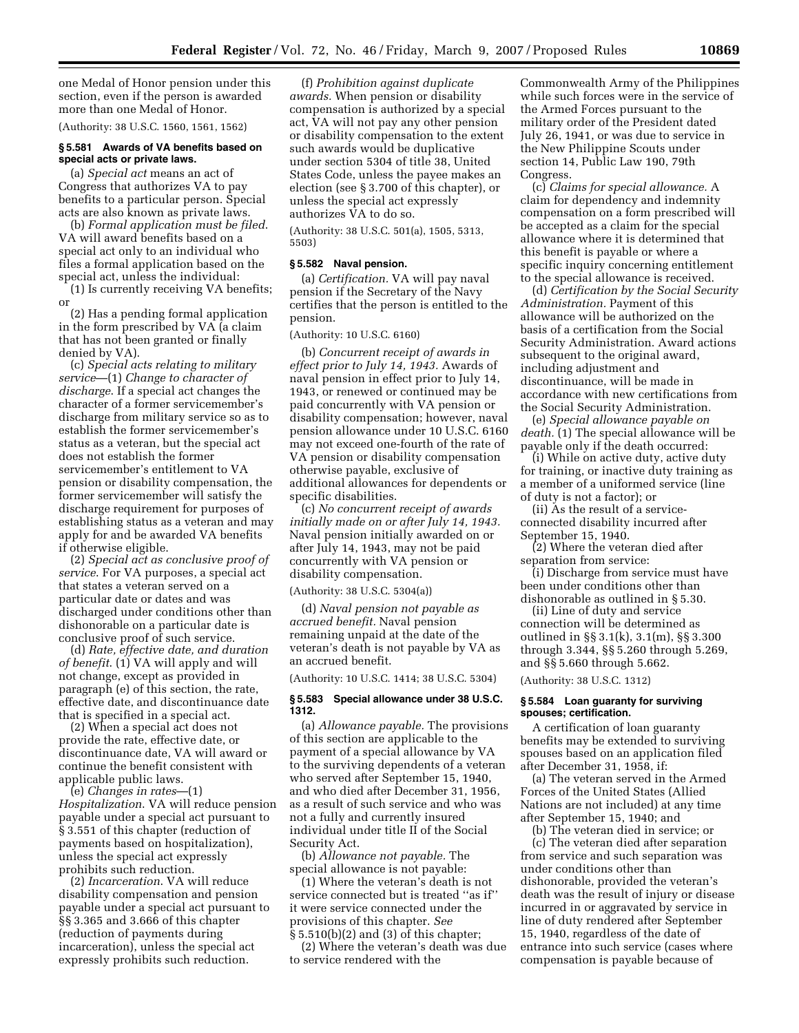one Medal of Honor pension under this section, even if the person is awarded more than one Medal of Honor.

(Authority: 38 U.S.C. 1560, 1561, 1562)

### § 5.581 Awards of VA benefits based on special acts or private laws.

(a) *Special act* means an act of Congress that authorizes VA to pay benefits to a particular person. Special acts are also known as private laws.

(b) *Formal application must be filed*. VA will award benefits based on a special act only to an individual who files a formal application based on the special act, unless the individual:

(1) Is currently receiving VA benefits; or

(2) Has a pending formal application in the form prescribed by VA (a claim that has not been granted or finally denied by VA).

(c) *Special acts relating to military service*—(1) *Change to character of discharge*. If a special act changes the character of a former servicemember's discharge from military service so as to establish the former servicemember's status as a veteran, but the special act does not establish the former servicemember's entitlement to VA pension or disability compensation, the former servicemember will satisfy the discharge requirement for purposes of establishing status as a veteran and may apply for and be awarded VA benefits if otherwise eligible.

(2) *Special act as conclusive proof of service*. For VA purposes, a special act that states a veteran served on a particular date or dates and was discharged under conditions other than dishonorable on a particular date is conclusive proof of such service.

(d) *Rate, effective date, and duration of benefit*. (1) VA will apply and will not change, except as provided in paragraph (e) of this section, the rate, effective date, and discontinuance date that is specified in a special act.

(2) When a special act does not provide the rate, effective date, or discontinuance date, VA will award or continue the benefit consistent with applicable public laws.

(e) *Changes in rates*—(1) *Hospitalization*. VA will reduce pension payable under a special act pursuant to § 3.551 of this chapter (reduction of payments based on hospitalization), unless the special act expressly prohibits such reduction.

(2) *Incarceration*. VA will reduce disability compensation and pension payable under a special act pursuant to §§ 3.365 and 3.666 of this chapter (reduction of payments during incarceration), unless the special act expressly prohibits such reduction.

(f) *Prohibition against duplicate awards*. When pension or disability compensation is authorized by a special act, VA will not pay any other pension or disability compensation to the extent such awards would be duplicative under section 5304 of title 38, United States Code, unless the payee makes an election (see § 3.700 of this chapter), or unless the special act expressly authorizes VA to do so.

(Authority: 38 U.S.C. 501(a), 1505, 5313, 5503)

### § 5.582 Naval pension.

(a) *Certification*. VA will pay naval pension if the Secretary of the Navy certifies that the person is entitled to the pension.

(Authority: 10 U.S.C. 6160)

(b) *Concurrent receipt of awards in effect prior to July 14, 1943*. Awards of naval pension in effect prior to July 14, 1943, or renewed or continued may be paid concurrently with VA pension or disability compensation; however, naval pension allowance under 10 U.S.C. 6160 may not exceed one-fourth of the rate of VA pension or disability compensation otherwise payable, exclusive of additional allowances for dependents or specific disabilities.

(c) *No concurrent receipt of awards initially made on or after July 14, 1943*. Naval pension initially awarded on or after July 14, 1943, may not be paid concurrently with VA pension or disability compensation.

(Authority: 38 U.S.C. 5304(a))

(d) *Naval pension not payable as accrued benefit*. Naval pension remaining unpaid at the date of the veteran's death is not payable by VA as an accrued benefit.

(Authority: 10 U.S.C. 1414; 38 U.S.C. 5304)

### § 5.583 Special allowance under 38 U.S.C. 1312.

(a) *Allowance payable*. The provisions of this section are applicable to the payment of a special allowance by VA to the surviving dependents of a veteran who served after September 15, 1940, and who died after December 31, 1956, as a result of such service and who was not a fully and currently insured individual under title II of the Social Security Act.

(b) *Allowance not payable*. The special allowance is not payable:

(1) Where the veteran's death is not service connected but is treated ''as if'' it were service connected under the provisions of this chapter. *See* § 5.510(b)(2) and (3) of this chapter;

(2) Where the veteran's death was due to service rendered with the Commonwealth Army of the Philippines while such forces were in the service of the Armed Forces pursuant to the military order of the President dated July 26, 1941, or was due to service in the New Philippine Scouts under section 14, Public Law 190, 79th Congress.

(c) *Claims for special allowance*. A claim for dependency and indemnity compensation on a form prescribed will be accepted as a claim for the special allowance where it is determined that this benefit is payable or where a specific inquiry concerning entitlement to the special allowance is received.

(d) *Certification by the Social Security Administration*. Payment of this allowance will be authorized on the basis of a certification from the Social Security Administration. Award actions subsequent to the original award, including adjustment and discontinuance, will be made in accordance with new certifications from the Social Security Administration.

(e) *Special allowance payable on death*. (1) The special allowance will be payable only if the death occurred:

(i) While on active duty, active duty for training, or inactive duty training as a member of a uniformed service (line of duty is not a factor); or

(ii) As the result of a service-connected disability incurred after September 15, 1940.

(2) Where the veteran died after separation from service:

(i) Discharge from service must have been under conditions other than dishonorable as outlined in § 5.30.

(ii) Line of duty and service connection will be determined as outlined in §§ 3.1(k), 3.1(m), §§ 3.300 through 3.344, §§ 5.260 through 5.269, and §§ 5.660 through 5.662.

(Authority: 38 U.S.C. 1312)

### § 5.584 Loan guaranty for surviving spouses; certification.

A certification of loan guaranty benefits may be extended to surviving spouses based on an application filed after December 31, 1958, if:

(a) The veteran served in the Armed Forces of the United States (Allied Nations are not included) at any time after September 15, 1940; and

(b) The veteran died in service; or

(c) The veteran died after separation from service and such separation was under conditions other than dishonorable, provided the veteran's death was the result of injury or disease incurred in or aggravated by service in line of duty rendered after September 15, 1940, regardless of the date of entrance into such service (cases where compensation is payable because of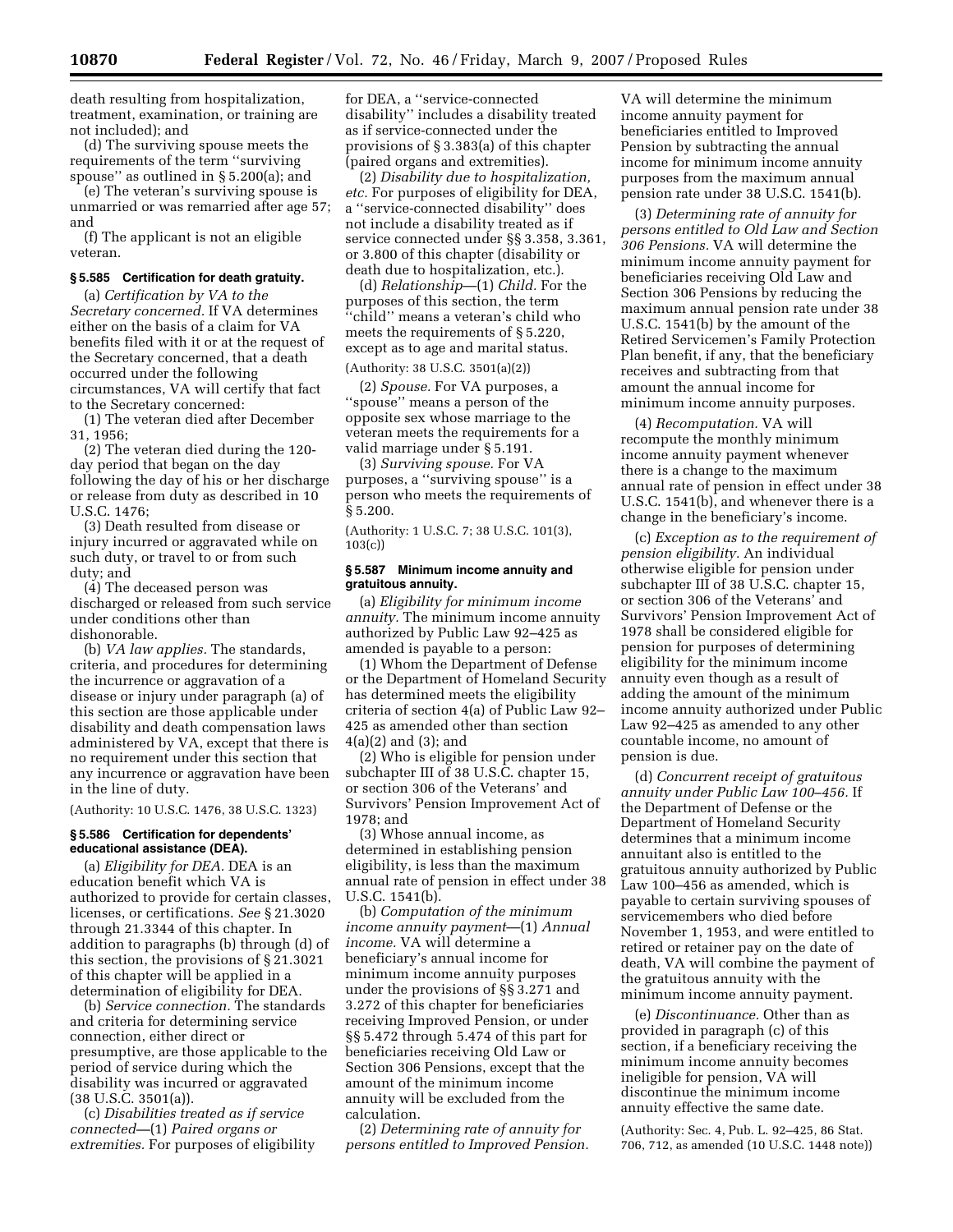death resulting from hospitalization, treatment, examination, or training are not included); and

(d) The surviving spouse meets the requirements of the term ''surviving spouse'' as outlined in § 5.200(a); and

(e) The veteran's surviving spouse is unmarried or was remarried after age 57; and

(f) The applicant is not an eligible veteran.

### § 5.585 Certification for death gratuity.

(a) *Certification by VA to the Secretary concerned.* If VA determines either on the basis of a claim for VA benefits filed with it or at the request of the Secretary concerned, that a death occurred under the following circumstances, VA will certify that fact to the Secretary concerned:

(1) The veteran died after December 31, 1956;

(2) The veteran died during the 120-day period that began on the day following the day of his or her discharge or release from duty as described in 10 U.S.C. 1476;

(3) Death resulted from disease or injury incurred or aggravated while on such duty, or travel to or from such duty; and

(4) The deceased person was discharged or released from such service under conditions other than dishonorable.

(b) *VA law applies.* The standards, criteria, and procedures for determining the incurrence or aggravation of a disease or injury under paragraph (a) of this section are those applicable under disability and death compensation laws administered by VA, except that there is no requirement under this section that any incurrence or aggravation have been in the line of duty.

(Authority: 10 U.S.C. 1476, 38 U.S.C. 1323)

### § 5.586 Certification for dependents' educational assistance (DEA).

(a) *Eligibility for DEA.* DEA is an education benefit which VA is authorized to provide for certain classes, licenses, or certifications. *See* § 21.3020 through 21.3344 of this chapter. In addition to paragraphs (b) through (d) of this section, the provisions of § 21.3021 of this chapter will be applied in a determination of eligibility for DEA.

(b) *Service connection.* The standards and criteria for determining service connection, either direct or presumptive, are those applicable to the period of service during which the disability was incurred or aggravated (38 U.S.C. 3501(a)).

(c) *Disabilities treated as if service connected*—(1) *Paired organs or extremities.* For purposes of eligibility for DEA, a ''service-connected disability'' includes a disability treated as if service-connected under the provisions of § 3.383(a) of this chapter (paired organs and extremities).

(2) *Disability due to hospitalization, etc.* For purposes of eligibility for DEA, a ''service-connected disability'' does not include a disability treated as if service connected under §§ 3.358, 3.361, or 3.800 of this chapter (disability or death due to hospitalization, etc.).

(d) *Relationship*—(1) *Child.* For the purposes of this section, the term ''child'' means a veteran's child who meets the requirements of § 5.220, except as to age and marital status.

(Authority: 38 U.S.C. 3501(a)(2))

(2) *Spouse.* For VA purposes, a ''spouse'' means a person of the opposite sex whose marriage to the veteran meets the requirements for a valid marriage under § 5.191.

(3) *Surviving spouse.* For VA purposes, a ''surviving spouse'' is a person who meets the requirements of § 5.200.

(Authority: 1 U.S.C. 7; 38 U.S.C. 101(3), 103(c))

### § 5.587 Minimum income annuity and gratuitous annuity.

(a) *Eligibility for minimum income annuity.* The minimum income annuity authorized by Public Law 92–425 as amended is payable to a person:

(1) Whom the Department of Defense or the Department of Homeland Security has determined meets the eligibility criteria of section 4(a) of Public Law 92–425 as amended other than section 4(a)(2) and (3); and

(2) Who is eligible for pension under subchapter III of 38 U.S.C. chapter 15, or section 306 of the Veterans' and Survivors' Pension Improvement Act of 1978; and

(3) Whose annual income, as determined in establishing pension eligibility, is less than the maximum annual rate of pension in effect under 38 U.S.C. 1541(b).

(b) *Computation of the minimum income annuity payment*—(1) *Annual income.* VA will determine a beneficiary's annual income for minimum income annuity purposes under the provisions of §§ 3.271 and 3.272 of this chapter for beneficiaries receiving Improved Pension, or under §§ 5.472 through 5.474 of this part for beneficiaries receiving Old Law or Section 306 Pensions, except that the amount of the minimum income annuity will be excluded from the calculation.

(2) *Determining rate of annuity for persons entitled to Improved Pension.* VA will determine the minimum income annuity payment for beneficiaries entitled to Improved Pension by subtracting the annual income for minimum income annuity purposes from the maximum annual pension rate under 38 U.S.C. 1541(b).

(3) *Determining rate of annuity for persons entitled to Old Law and Section 306 Pensions.* VA will determine the minimum income annuity payment for beneficiaries receiving Old Law and Section 306 Pensions by reducing the maximum annual pension rate under 38 U.S.C. 1541(b) by the amount of the Retired Servicemen's Family Protection Plan benefit, if any, that the beneficiary receives and subtracting from that amount the annual income for minimum income annuity purposes.

(4) *Recomputation.* VA will recompute the monthly minimum income annuity payment whenever there is a change to the maximum annual rate of pension in effect under 38 U.S.C. 1541(b), and whenever there is a change in the beneficiary's income.

(c) *Exception as to the requirement of pension eligibility.* An individual otherwise eligible for pension under subchapter III of 38 U.S.C. chapter 15, or section 306 of the Veterans' and Survivors' Pension Improvement Act of 1978 shall be considered eligible for pension for purposes of determining eligibility for the minimum income annuity even though as a result of adding the amount of the minimum income annuity authorized under Public Law 92–425 as amended to any other countable income, no amount of pension is due.

(d) *Concurrent receipt of gratuitous annuity under Public Law 100–456.* If the Department of Defense or the Department of Homeland Security determines that a minimum income annuitant also is entitled to the gratuitous annuity authorized by Public Law 100–456 as amended, which is payable to certain surviving spouses of servicemembers who died before November 1, 1953, and were entitled to retired or retainer pay on the date of death, VA will combine the payment of the gratuitous annuity with the minimum income annuity payment.

(e) *Discontinuance.* Other than as provided in paragraph (c) of this section, if a beneficiary receiving the minimum income annuity becomes ineligible for pension, VA will discontinue the minimum income annuity effective the same date.

(Authority: Sec. 4, Pub. L. 92–425, 86 Stat. 706, 712, as amended (10 U.S.C. 1448 note))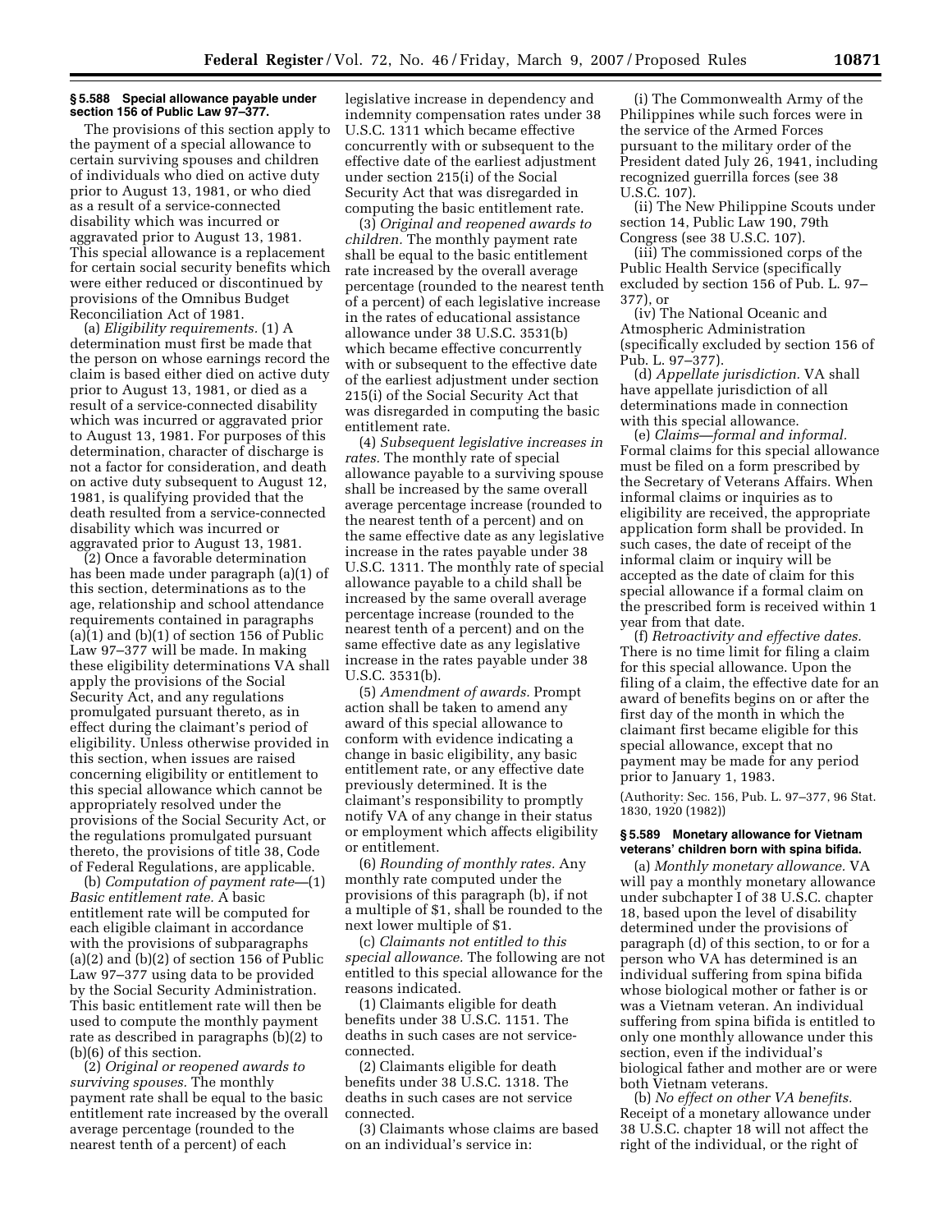### § 5.588 Special allowance payable under section 156 of Public Law 97–377.

The provisions of this section apply to the payment of a special allowance to certain surviving spouses and children of individuals who died on active duty prior to August 13, 1981, or who died as a result of a service-connected disability which was incurred or aggravated prior to August 13, 1981. This special allowance is a replacement for certain social security benefits which were either reduced or discontinued by provisions of the Omnibus Budget Reconciliation Act of 1981.

(a) *Eligibility requirements.* (1) A determination must first be made that the person on whose earnings record the claim is based either died on active duty prior to August 13, 1981, or died as a result of a service-connected disability which was incurred or aggravated prior to August 13, 1981. For purposes of this determination, character of discharge is not a factor for consideration, and death on active duty subsequent to August 12, 1981, is qualifying provided that the death resulted from a service-connected disability which was incurred or aggravated prior to August 13, 1981.

(2) Once a favorable determination has been made under paragraph (a)(1) of this section, determinations as to the age, relationship and school attendance requirements contained in paragraphs (a)(1) and (b)(1) of section 156 of Public Law 97–377 will be made. In making these eligibility determinations VA shall apply the provisions of the Social Security Act, and any regulations promulgated pursuant thereto, as in effect during the claimant's period of eligibility. Unless otherwise provided in this section, when issues are raised concerning eligibility or entitlement to this special allowance which cannot be appropriately resolved under the provisions of the Social Security Act, or the regulations promulgated pursuant thereto, the provisions of title 38, Code of Federal Regulations, are applicable.

(b) *Computation of payment rate*—(1) *Basic entitlement rate.* A basic entitlement rate will be computed for each eligible claimant in accordance with the provisions of subparagraphs (a)(2) and (b)(2) of section 156 of Public Law 97–377 using data to be provided by the Social Security Administration. This basic entitlement rate will then be used to compute the monthly payment rate as described in paragraphs (b)(2) to (b)(6) of this section.

(2) *Original or reopened awards to surviving spouses.* The monthly payment rate shall be equal to the basic entitlement rate increased by the overall average percentage (rounded to the nearest tenth of a percent) of each legislative increase in dependency and indemnity compensation rates under 38 U.S.C. 1311 which became effective concurrently with or subsequent to the effective date of the earliest adjustment under section 215(i) of the Social Security Act that was disregarded in computing the basic entitlement rate.

(3) *Original and reopened awards to children.* The monthly payment rate shall be equal to the basic entitlement rate increased by the overall average percentage (rounded to the nearest tenth of a percent) of each legislative increase in the rates of educational assistance allowance under 38 U.S.C. 3531(b) which became effective concurrently with or subsequent to the effective date of the earliest adjustment under section 215(i) of the Social Security Act that was disregarded in computing the basic entitlement rate.

(4) *Subsequent legislative increases in rates.* The monthly rate of special allowance payable to a surviving spouse shall be increased by the same overall average percentage increase (rounded to the nearest tenth of a percent) and on the same effective date as any legislative increase in the rates payable under 38 U.S.C. 1311. The monthly rate of special allowance payable to a child shall be increased by the same overall average percentage increase (rounded to the nearest tenth of a percent) and on the same effective date as any legislative increase in the rates payable under 38 U.S.C. 3531(b).

(5) *Amendment of awards.* Prompt action shall be taken to amend any award of this special allowance to conform with evidence indicating a change in basic eligibility, any basic entitlement rate, or any effective date previously determined. It is the claimant's responsibility to promptly notify VA of any change in their status or employment which affects eligibility or entitlement.

(6) *Rounding of monthly rates.* Any monthly rate computed under the provisions of this paragraph (b), if not a multiple of $1, shall be rounded to the next lower multiple of $1.

(c) *Claimants not entitled to this special allowance.* The following are not entitled to this special allowance for the reasons indicated.

(1) Claimants eligible for death benefits under 38 U.S.C. 1151. The deaths in such cases are not service-connected.

(2) Claimants eligible for death benefits under 38 U.S.C. 1318. The deaths in such cases are not service connected.

(3) Claimants whose claims are based on an individual's service in:

(i) The Commonwealth Army of the Philippines while such forces were in the service of the Armed Forces pursuant to the military order of the President dated July 26, 1941, including recognized guerrilla forces (see 38 U.S.C. 107).

(ii) The New Philippine Scouts under section 14, Public Law 190, 79th Congress (see 38 U.S.C. 107).

(iii) The commissioned corps of the Public Health Service (specifically excluded by section 156 of Pub. L. 97–377), or

(iv) The National Oceanic and Atmospheric Administration (specifically excluded by section 156 of Pub. L. 97–377).

(d) *Appellate jurisdiction.* VA shall have appellate jurisdiction of all determinations made in connection with this special allowance.

(e) *Claims—formal and informal.* Formal claims for this special allowance must be filed on a form prescribed by the Secretary of Veterans Affairs. When informal claims or inquiries as to eligibility are received, the appropriate application form shall be provided. In such cases, the date of receipt of the informal claim or inquiry will be accepted as the date of claim for this special allowance if a formal claim on the prescribed form is received within 1 year from that date.

(f) *Retroactivity and effective dates.* There is no time limit for filing a claim for this special allowance. Upon the filing of a claim, the effective date for an award of benefits begins on or after the first day of the month in which the claimant first became eligible for this special allowance, except that no payment may be made for any period prior to January 1, 1983.

(Authority: Sec. 156, Pub. L. 97–377, 96 Stat. 1830, 1920 (1982))

### § 5.589 Monetary allowance for Vietnam veterans' children born with spina bifida.

(a) *Monthly monetary allowance.* VA will pay a monthly monetary allowance under subchapter I of 38 U.S.C. chapter 18, based upon the level of disability determined under the provisions of paragraph (d) of this section, to or for a person who VA has determined is an individual suffering from spina bifida whose biological mother or father is or was a Vietnam veteran. An individual suffering from spina bifida is entitled to only one monthly allowance under this section, even if the individual's biological father and mother are or were both Vietnam veterans.

(b) *No effect on other VA benefits.* Receipt of a monetary allowance under 38 U.S.C. chapter 18 will not affect the right of the individual, or the right of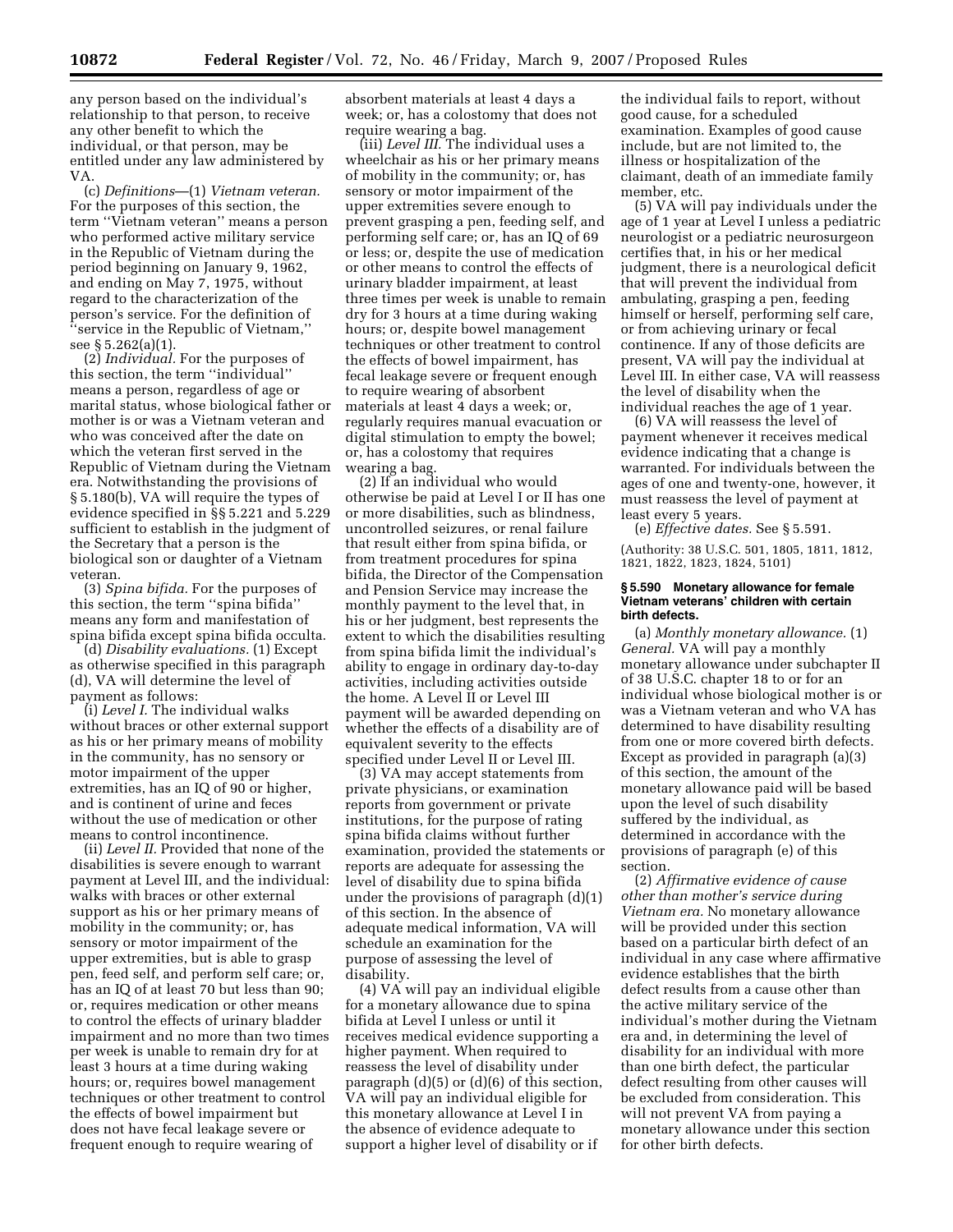any person based on the individual's relationship to that person, to receive any other benefit to which the individual, or that person, may be entitled under any law administered by VA.

(c) *Definitions*—(1) *Vietnam veteran.* For the purposes of this section, the term ''Vietnam veteran'' means a person who performed active military service in the Republic of Vietnam during the period beginning on January 9, 1962, and ending on May 7, 1975, without regard to the characterization of the person's service. For the definition of ''service in the Republic of Vietnam,'' see § 5.262(a)(1).

(2) *Individual.* For the purposes of this section, the term ''individual'' means a person, regardless of age or marital status, whose biological father or mother is or was a Vietnam veteran and who was conceived after the date on which the veteran first served in the Republic of Vietnam during the Vietnam era. Notwithstanding the provisions of § 5.180(b), VA will require the types of evidence specified in §§ 5.221 and 5.229 sufficient to establish in the judgment of the Secretary that a person is the biological son or daughter of a Vietnam veteran.

(3) *Spina bifida.* For the purposes of this section, the term ''spina bifida'' means any form and manifestation of spina bifida except spina bifida occulta.

(d) *Disability evaluations.* (1) Except as otherwise specified in this paragraph (d), VA will determine the level of payment as follows:

(i) *Level I.* The individual walks without braces or other external support as his or her primary means of mobility in the community, has no sensory or motor impairment of the upper extremities, has an IQ of 90 or higher, and is continent of urine and feces without the use of medication or other means to control incontinence.

(ii) *Level II.* Provided that none of the disabilities is severe enough to warrant payment at Level III, and the individual: walks with braces or other external support as his or her primary means of mobility in the community; or, has sensory or motor impairment of the upper extremities, but is able to grasp pen, feed self, and perform self care; or, has an IQ of at least 70 but less than 90; or, requires medication or other means to control the effects of urinary bladder impairment and no more than two times per week is unable to remain dry for at least 3 hours at a time during waking hours; or, requires bowel management techniques or other treatment to control the effects of bowel impairment but does not have fecal leakage severe or frequent enough to require wearing of absorbent materials at least 4 days a week; or, has a colostomy that does not require wearing a bag.

(iii) *Level III.* The individual uses a wheelchair as his or her primary means of mobility in the community; or, has sensory or motor impairment of the upper extremities severe enough to prevent grasping a pen, feeding self, and performing self care; or, has an IQ of 69 or less; or, despite the use of medication or other means to control the effects of urinary bladder impairment, at least three times per week is unable to remain dry for 3 hours at a time during waking hours; or, despite bowel management techniques or other treatment to control the effects of bowel impairment, has fecal leakage severe or frequent enough to require wearing of absorbent materials at least 4 days a week; or, regularly requires manual evacuation or digital stimulation to empty the bowel; or, has a colostomy that requires wearing a bag.

(2) If an individual who would otherwise be paid at Level I or II has one or more disabilities, such as blindness, uncontrolled seizures, or renal failure that result either from spina bifida, or from treatment procedures for spina bifida, the Director of the Compensation and Pension Service may increase the monthly payment to the level that, in his or her judgment, best represents the extent to which the disabilities resulting from spina bifida limit the individual's ability to engage in ordinary day-to-day activities, including activities outside the home. A Level II or Level III payment will be awarded depending on whether the effects of a disability are of equivalent severity to the effects specified under Level II or Level III.

(3) VA may accept statements from private physicians, or examination reports from government or private institutions, for the purpose of rating spina bifida claims without further examination, provided the statements or reports are adequate for assessing the level of disability due to spina bifida under the provisions of paragraph (d)(1) of this section. In the absence of adequate medical information, VA will schedule an examination for the purpose of assessing the level of disability.

(4) VA will pay an individual eligible for a monetary allowance due to spina bifida at Level I unless or until it receives medical evidence supporting a higher payment. When required to reassess the level of disability under paragraph (d)(5) or (d)(6) of this section, VA will pay an individual eligible for this monetary allowance at Level I in the absence of evidence adequate to support a higher level of disability or if the individual fails to report, without good cause, for a scheduled examination. Examples of good cause include, but are not limited to, the illness or hospitalization of the claimant, death of an immediate family member, etc.

(5) VA will pay individuals under the age of 1 year at Level I unless a pediatric neurologist or a pediatric neurosurgeon certifies that, in his or her medical judgment, there is a neurological deficit that will prevent the individual from ambulating, grasping a pen, feeding himself or herself, performing self care, or from achieving urinary or fecal continence. If any of those deficits are present, VA will pay the individual at Level III. In either case, VA will reassess the level of disability when the individual reaches the age of 1 year.

(6) VA will reassess the level of payment whenever it receives medical evidence indicating that a change is warranted. For individuals between the ages of one and twenty-one, however, it must reassess the level of payment at least every 5 years.

(e) *Effective dates.* See § 5.591.

(Authority: 38 U.S.C. 501, 1805, 1811, 1812, 1821, 1822, 1823, 1824, 5101)

### § 5.590 Monetary allowance for female Vietnam veterans' children with certain birth defects.

(a) *Monthly monetary allowance.* (1) *General.* VA will pay a monthly monetary allowance under subchapter II of 38 U.S.C. chapter 18 to or for an individual whose biological mother is or was a Vietnam veteran and who VA has determined to have disability resulting from one or more covered birth defects. Except as provided in paragraph (a)(3) of this section, the amount of the monetary allowance paid will be based upon the level of such disability suffered by the individual, as determined in accordance with the provisions of paragraph (e) of this section.

(2) *Affirmative evidence of cause other than mother's service during Vietnam era.* No monetary allowance will be provided under this section based on a particular birth defect of an individual in any case where affirmative evidence establishes that the birth defect results from a cause other than the active military service of the individual's mother during the Vietnam era and, in determining the level of disability for an individual with more than one birth defect, the particular defect resulting from other causes will be excluded from consideration. This will not prevent VA from paying a monetary allowance under this section for other birth defects.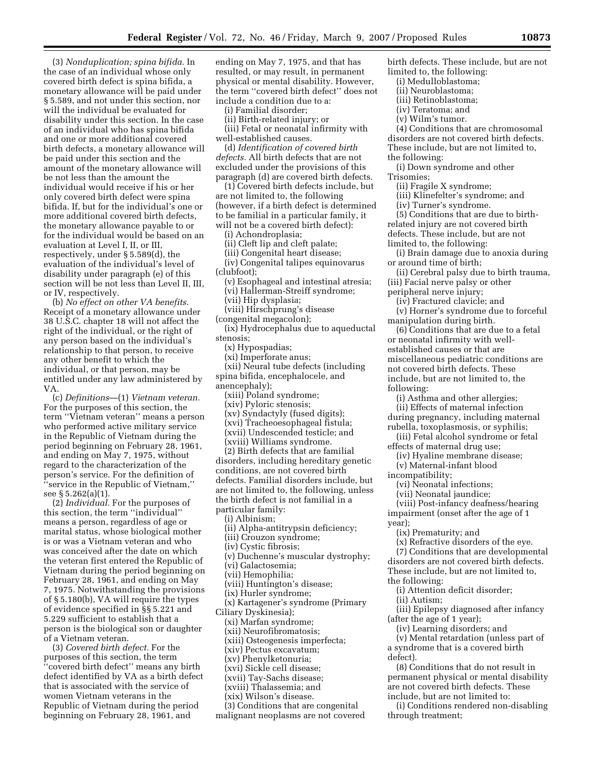(3) *Nonduplication; spina bifida.* In the case of an individual whose only covered birth defect is spina bifida, a monetary allowance will be paid under § 5.589, and not under this section, nor will the individual be evaluated for disability under this section. In the case of an individual who has spina bifida and one or more additional covered birth defects, a monetary allowance will be paid under this section and the amount of the monetary allowance will be not less than the amount the individual would receive if his or her only covered birth defect were spina bifida. If, but for the individual's one or more additional covered birth defects, the monetary allowance payable to or for the individual would be based on an evaluation at Level I, II, or III, respectively, under § 5.589(d), the evaluation of the individual's level of disability under paragraph (e) of this section will be not less than Level II, III, or IV, respectively.

(b) *No effect on other VA benefits.* Receipt of a monetary allowance under 38 U.S.C. chapter 18 will not affect the right of the individual, or the right of any person based on the individual's relationship to that person, to receive any other benefit to which the individual, or that person, may be entitled under any law administered by VA.

(c) *Definitions*—(1) *Vietnam veteran.* For the purposes of this section, the term "Vietnam veteran" means a person who performed active military service in the Republic of Vietnam during the period beginning on February 28, 1961, and ending on May 7, 1975, without regard to the characterization of the person's service. For the definition of "service in the Republic of Vietnam," see § 5.262(a)(1).

(2) *Individual.* For the purposes of this section, the term "individual" means a person, regardless of age or marital status, whose biological mother is or was a Vietnam veteran and who was conceived after the date on which the veteran first entered the Republic of Vietnam during the period beginning on February 28, 1961, and ending on May 7, 1975. Notwithstanding the provisions of § 5.180(b), VA will require the types of evidence specified in §§ 5.221 and 5.229 sufficient to establish that a person is the biological son or daughter of a Vietnam veteran.

(3) *Covered birth defect.* For the purposes of this section, the term "covered birth defect" means any birth defect identified by VA as a birth defect that is associated with the service of women Vietnam veterans in the Republic of Vietnam during the period beginning on February 28, 1961, and ending on May 7, 1975, and that has resulted, or may result, in permanent physical or mental disability. However, the term "covered birth defect" does not include a condition due to a:

(i) Familial disorder;

(ii) Birth-related injury; or

(iii) Fetal or neonatal infirmity with well-established causes.

(d) *Identification of covered birth defects.* All birth defects that are not excluded under the provisions of this paragraph (d) are covered birth defects.

(1) Covered birth defects include, but are not limited to, the following (however, if a birth defect is determined to be familial in a particular family, it will not be a covered birth defect):

(i) Achondroplasia;

(ii) Cleft lip and cleft palate;

(iii) Congenital heart disease;

(iv) Congenital talipes equinovarus (clubfoot);

(v) Esophageal and intestinal atresia;

(vi) Hallerman-Streiff syndrome;

(vii) Hip dysplasia;

(viii) Hirschprung's disease (congenital megacolon);

(ix) Hydrocephalus due to aqueductal stenosis;

(x) Hypospadias;

(xi) Imperforate anus;

(xii) Neural tube defects (including spina bifida, encephalocele, and anencephaly);

(xiii) Poland syndrome;

(xiv) Pyloric stenosis;

(xv) Syndactyly (fused digits);

(xvi) Tracheoesophageal fistula;

(xvii) Undescended testicle; and

(xviii) Williams syndrome.

(2) Birth defects that are familial disorders, including hereditary genetic conditions, are not covered birth defects. Familial disorders include, but are not limited to, the following, unless the birth defect is not familial in a particular family:

(i) Albinism;

(ii) Alpha-antitrypsin deficiency;

(iii) Crouzon syndrome;

(iv) Cystic fibrosis;

(v) Duchenne's muscular dystrophy;

(vi) Galactosemia;

(vii) Hemophilia;

(viii) Huntington's disease;

(ix) Hurler syndrome;

(x) Kartagener's syndrome (Primary Ciliary Dyskinesia);

(xi) Marfan syndrome;

(xii) Neurofibromatosis;

(xiii) Osteogenesis imperfecta;

(xiv) Pectus excavatum;

(xv) Phenylketonuria;

(xvi) Sickle cell disease;

(xvii) Tay-Sachs disease;

(xviii) Thalassemia; and

(xix) Wilson's disease.

(3) Conditions that are congenital malignant neoplasms are not covered birth defects. These include, but are not limited to, the following:

(i) Medulloblastoma;

(ii) Neuroblastoma;

(iii) Retinoblastoma;

(iv) Teratoma; and

(v) Wilm's tumor.

(4) Conditions that are chromosomal disorders are not covered birth defects. These include, but are not limited to, the following:

(i) Down syndrome and other Trisomies;

(ii) Fragile X syndrome;

(iii) Klinefelter's syndrome; and

(iv) Turner's syndrome.

(5) Conditions that are due to birth-related injury are not covered birth defects. These include, but are not limited to, the following:

(i) Brain damage due to anoxia during or around time of birth;

(ii) Cerebral palsy due to birth trauma,

(iii) Facial nerve palsy or other peripheral nerve injury;

(iv) Fractured clavicle; and

(v) Horner's syndrome due to forceful manipulation during birth.

(6) Conditions that are due to a fetal or neonatal infirmity with well-established causes or that are miscellaneous pediatric conditions are not covered birth defects. These include, but are not limited to, the following:

(i) Asthma and other allergies;

(ii) Effects of maternal infection during pregnancy, including maternal rubella, toxoplasmosis, or syphilis;

(iii) Fetal alcohol syndrome or fetal effects of maternal drug use;

(iv) Hyaline membrane disease;

(v) Maternal-infant blood incompatibility;

(vi) Neonatal infections;

(vii) Neonatal jaundice;

(viii) Post-infancy deafness/hearing impairment (onset after the age of 1 year);

(ix) Prematurity; and

(x) Refractive disorders of the eye.

(7) Conditions that are developmental disorders are not covered birth defects. These include, but are not limited to, the following:

(i) Attention deficit disorder;

(ii) Autism;

(iii) Epilepsy diagnosed after infancy (after the age of 1 year);

(iv) Learning disorders; and

(v) Mental retardation (unless part of a syndrome that is a covered birth defect).

(8) Conditions that do not result in permanent physical or mental disability are not covered birth defects. These include, but are not limited to:

(i) Conditions rendered non-disabling through treatment;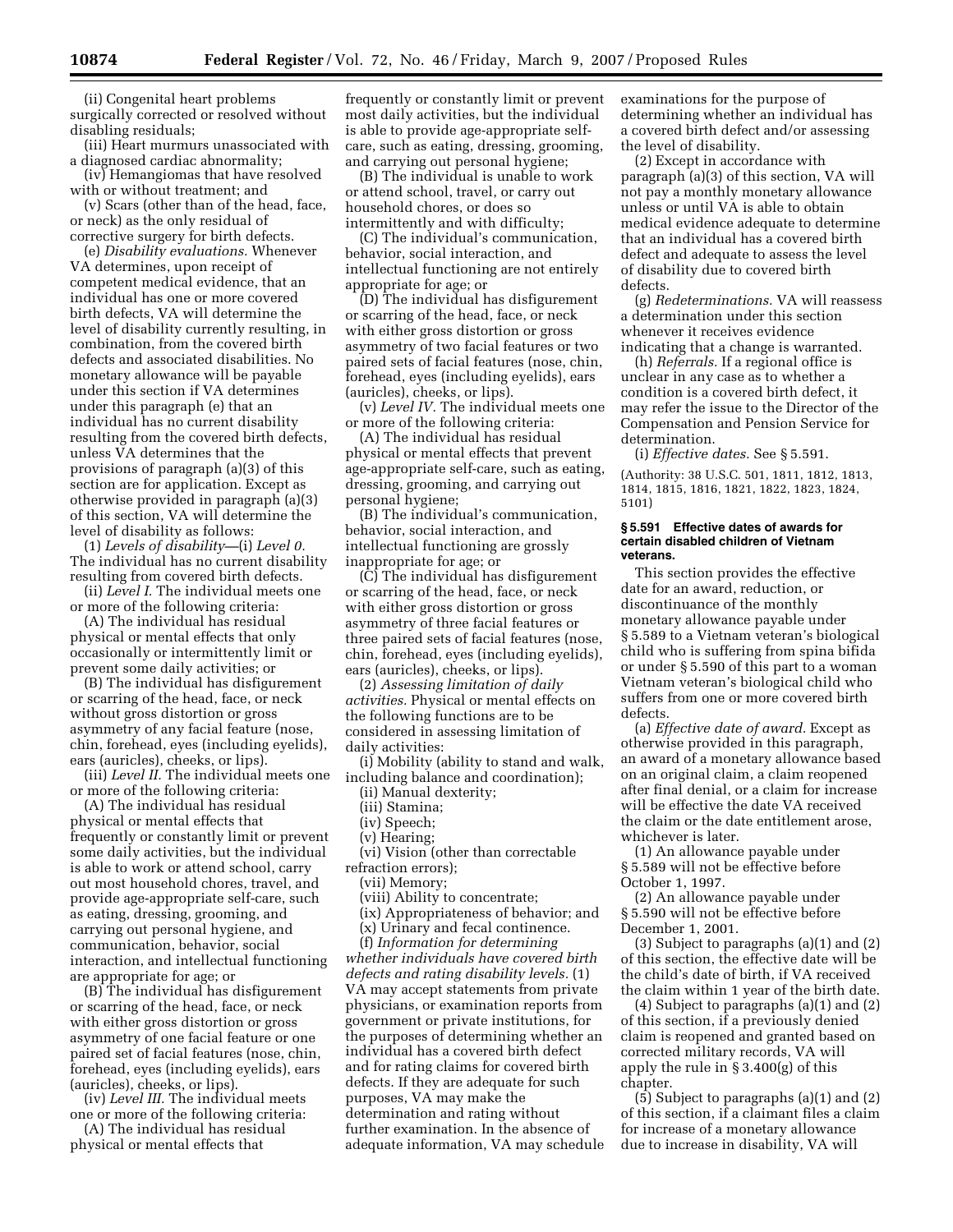(ii) Congenital heart problems surgically corrected or resolved without disabling residuals;

(iii) Heart murmurs unassociated with a diagnosed cardiac abnormality;

(iv) Hemangiomas that have resolved with or without treatment; and

(v) Scars (other than of the head, face, or neck) as the only residual of corrective surgery for birth defects.

(e) *Disability evaluations.* Whenever VA determines, upon receipt of competent medical evidence, that an individual has one or more covered birth defects, VA will determine the level of disability currently resulting, in combination, from the covered birth defects and associated disabilities. No monetary allowance will be payable under this section if VA determines under this paragraph (e) that an individual has no current disability resulting from the covered birth defects, unless VA determines that the provisions of paragraph (a)(3) of this section are for application. Except as otherwise provided in paragraph (a)(3) of this section, VA will determine the level of disability as follows:

(1) *Levels of disability*—(i) *Level 0.* The individual has no current disability resulting from covered birth defects.

(ii) *Level I.* The individual meets one or more of the following criteria:

(A) The individual has residual physical or mental effects that only occasionally or intermittently limit or prevent some daily activities; or

(B) The individual has disfigurement or scarring of the head, face, or neck without gross distortion or gross asymmetry of any facial feature (nose, chin, forehead, eyes (including eyelids), ears (auricles), cheeks, or lips).

(iii) *Level II.* The individual meets one or more of the following criteria:

(A) The individual has residual physical or mental effects that frequently or constantly limit or prevent some daily activities, but the individual is able to work or attend school, carry out most household chores, travel, and provide age-appropriate self-care, such as eating, dressing, grooming, and carrying out personal hygiene, and communication, behavior, social interaction, and intellectual functioning are appropriate for age; or

(B) The individual has disfigurement or scarring of the head, face, or neck with either gross distortion or gross asymmetry of one facial feature or one paired set of facial features (nose, chin, forehead, eyes (including eyelids), ears (auricles), cheeks, or lips).

(iv) *Level III.* The individual meets one or more of the following criteria:

(A) The individual has residual physical or mental effects that frequently or constantly limit or prevent most daily activities, but the individual is able to provide age-appropriate self-care, such as eating, dressing, grooming, and carrying out personal hygiene;

(B) The individual is unable to work or attend school, travel, or carry out household chores, or does so intermittently and with difficulty;

(C) The individual's communication, behavior, social interaction, and intellectual functioning are not entirely appropriate for age; or

(D) The individual has disfigurement or scarring of the head, face, or neck with either gross distortion or gross asymmetry of two facial features or two paired sets of facial features (nose, chin, forehead, eyes (including eyelids), ears (auricles), cheeks, or lips).

(v) *Level IV.* The individual meets one or more of the following criteria:

(A) The individual has residual physical or mental effects that prevent age-appropriate self-care, such as eating, dressing, grooming, and carrying out personal hygiene;

(B) The individual's communication, behavior, social interaction, and intellectual functioning are grossly inappropriate for age; or

(C) The individual has disfigurement or scarring of the head, face, or neck with either gross distortion or gross asymmetry of three facial features or three paired sets of facial features (nose, chin, forehead, eyes (including eyelids), ears (auricles), cheeks, or lips).

(2) *Assessing limitation of daily activities.* Physical or mental effects on the following functions are to be considered in assessing limitation of daily activities:

(i) Mobility (ability to stand and walk, including balance and coordination);

(ii) Manual dexterity;

(iii) Stamina;

(iv) Speech;

(v) Hearing;

(vi) Vision (other than correctable refraction errors);

(vii) Memory;

(viii) Ability to concentrate;

(ix) Appropriateness of behavior; and

(x) Urinary and fecal continence.

(f) *Information for determining whether individuals have covered birth defects and rating disability levels.* (1) VA may accept statements from private physicians, or examination reports from government or private institutions, for the purposes of determining whether an individual has a covered birth defect and for rating claims for covered birth defects. If they are adequate for such purposes, VA may make the determination and rating without further examination. In the absence of adequate information, VA may schedule examinations for the purpose of determining whether an individual has a covered birth defect and/or assessing the level of disability.

(2) Except in accordance with paragraph (a)(3) of this section, VA will not pay a monthly monetary allowance unless or until VA is able to obtain medical evidence adequate to determine that an individual has a covered birth defect and adequate to assess the level of disability due to covered birth defects.

(g) *Redeterminations.* VA will reassess a determination under this section whenever it receives evidence indicating that a change is warranted.

(h) *Referrals.* If a regional office is unclear in any case as to whether a condition is a covered birth defect, it may refer the issue to the Director of the Compensation and Pension Service for determination.

(i) *Effective dates.* See § 5.591.

(Authority: 38 U.S.C. 501, 1811, 1812, 1813, 1814, 1815, 1816, 1821, 1822, 1823, 1824, 5101)

#### § 5.591 Effective dates of awards for certain disabled children of Vietnam veterans.

This section provides the effective date for an award, reduction, or discontinuance of the monthly monetary allowance payable under § 5.589 to a Vietnam veteran's biological child who is suffering from spina bifida or under § 5.590 of this part to a woman Vietnam veteran's biological child who suffers from one or more covered birth defects.

(a) *Effective date of award.* Except as otherwise provided in this paragraph, an award of a monetary allowance based on an original claim, a claim reopened after final denial, or a claim for increase will be effective the date VA received the claim or the date entitlement arose, whichever is later.

(1) An allowance payable under § 5.589 will not be effective before October 1, 1997.

(2) An allowance payable under § 5.590 will not be effective before December 1, 2001.

(3) Subject to paragraphs (a)(1) and (2) of this section, the effective date will be the child's date of birth, if VA received the claim within 1 year of the birth date.

(4) Subject to paragraphs (a)(1) and (2) of this section, if a previously denied claim is reopened and granted based on corrected military records, VA will apply the rule in § 3.400(g) of this chapter.

(5) Subject to paragraphs (a)(1) and (2) of this section, if a claimant files a claim for increase of a monetary allowance due to increase in disability, VA will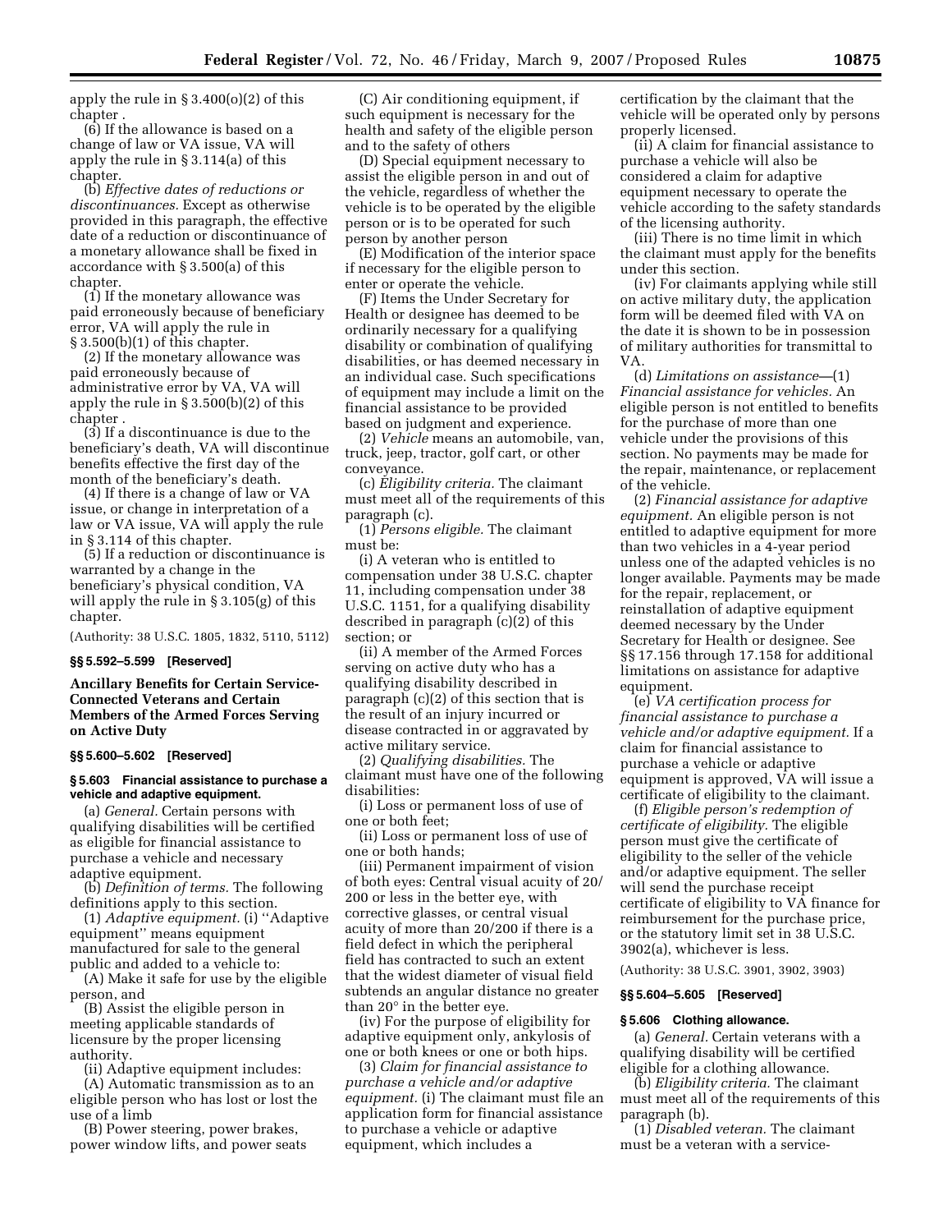apply the rule in § 3.400(o)(2) of this chapter .

(6) If the allowance is based on a change of law or VA issue, VA will apply the rule in § 3.114(a) of this chapter.

(b) *Effective dates of reductions or discontinuances.* Except as otherwise provided in this paragraph, the effective date of a reduction or discontinuance of a monetary allowance shall be fixed in accordance with § 3.500(a) of this chapter.

(1) If the monetary allowance was paid erroneously because of beneficiary error, VA will apply the rule in § 3.500(b)(1) of this chapter.

(2) If the monetary allowance was paid erroneously because of administrative error by VA, VA will apply the rule in § 3.500(b)(2) of this chapter .

(3) If a discontinuance is due to the beneficiary's death, VA will discontinue benefits effective the first day of the month of the beneficiary's death.

(4) If there is a change of law or VA issue, or change in interpretation of a law or VA issue, VA will apply the rule in § 3.114 of this chapter.

(5) If a reduction or discontinuance is warranted by a change in the beneficiary's physical condition, VA will apply the rule in § 3.105(g) of this chapter.

(Authority: 38 U.S.C. 1805, 1832, 5110, 5112)

### §§ 5.592–5.599 [Reserved]

## Ancillary Benefits for Certain Service-Connected Veterans and Certain Members of the Armed Forces Serving on Active Duty

### §§ 5.600–5.602 [Reserved]

### § 5.603 Financial assistance to purchase a vehicle and adaptive equipment.

(a) *General.* Certain persons with qualifying disabilities will be certified as eligible for financial assistance to purchase a vehicle and necessary adaptive equipment.

(b) *Definition of terms.* The following definitions apply to this section.

(1) *Adaptive equipment.* (i) ''Adaptive equipment'' means equipment manufactured for sale to the general public and added to a vehicle to:

(A) Make it safe for use by the eligible person, and

(B) Assist the eligible person in meeting applicable standards of licensure by the proper licensing authority.

(ii) Adaptive equipment includes:

(A) Automatic transmission as to an eligible person who has lost or lost the use of a limb

(B) Power steering, power brakes, power window lifts, and power seats

(C) Air conditioning equipment, if such equipment is necessary for the health and safety of the eligible person and to the safety of others

(D) Special equipment necessary to assist the eligible person in and out of the vehicle, regardless of whether the vehicle is to be operated by the eligible person or is to be operated for such person by another person

(E) Modification of the interior space if necessary for the eligible person to enter or operate the vehicle.

(F) Items the Under Secretary for Health or designee has deemed to be ordinarily necessary for a qualifying disability or combination of qualifying disabilities, or has deemed necessary in an individual case. Such specifications of equipment may include a limit on the financial assistance to be provided based on judgment and experience.

(2) *Vehicle* means an automobile, van, truck, jeep, tractor, golf cart, or other conveyance.

(c) *Eligibility criteria.* The claimant must meet all of the requirements of this paragraph (c).

(1) *Persons eligible.* The claimant must be:

(i) A veteran who is entitled to compensation under 38 U.S.C. chapter 11, including compensation under 38 U.S.C. 1151, for a qualifying disability described in paragraph (c)(2) of this section; or

(ii) A member of the Armed Forces serving on active duty who has a qualifying disability described in paragraph (c)(2) of this section that is the result of an injury incurred or disease contracted in or aggravated by active military service.

(2) *Qualifying disabilities.* The claimant must have one of the following disabilities:

(i) Loss or permanent loss of use of one or both feet;

(ii) Loss or permanent loss of use of one or both hands;

(iii) Permanent impairment of vision of both eyes: Central visual acuity of 20/200 or less in the better eye, with corrective glasses, or central visual acuity of more than 20/200 if there is a field defect in which the peripheral field has contracted to such an extent that the widest diameter of visual field subtends an angular distance no greater than 20° in the better eye.

(iv) For the purpose of eligibility for adaptive equipment only, ankylosis of one or both knees or one or both hips.

(3) *Claim for financial assistance to purchase a vehicle and/or adaptive equipment.* (i) The claimant must file an application form for financial assistance to purchase a vehicle or adaptive equipment, which includes a certification by the claimant that the vehicle will be operated only by persons properly licensed.

(ii) A claim for financial assistance to purchase a vehicle will also be considered a claim for adaptive equipment necessary to operate the vehicle according to the safety standards of the licensing authority.

(iii) There is no time limit in which the claimant must apply for the benefits under this section.

(iv) For claimants applying while still on active military duty, the application form will be deemed filed with VA on the date it is shown to be in possession of military authorities for transmittal to VA.

(d) *Limitations on assistance*—(1) *Financial assistance for vehicles.* An eligible person is not entitled to benefits for the purchase of more than one vehicle under the provisions of this section. No payments may be made for the repair, maintenance, or replacement of the vehicle.

(2) *Financial assistance for adaptive equipment.* An eligible person is not entitled to adaptive equipment for more than two vehicles in a 4-year period unless one of the adapted vehicles is no longer available. Payments may be made for the repair, replacement, or reinstallation of adaptive equipment deemed necessary by the Under Secretary for Health or designee. See §§ 17.156 through 17.158 for additional limitations on assistance for adaptive equipment.

(e) *VA certification process for financial assistance to purchase a vehicle and/or adaptive equipment.* If a claim for financial assistance to purchase a vehicle or adaptive equipment is approved, VA will issue a certificate of eligibility to the claimant.

(f) *Eligible person's redemption of certificate of eligibility.* The eligible person must give the certificate of eligibility to the seller of the vehicle and/or adaptive equipment. The seller will send the purchase receipt certificate of eligibility to VA finance for reimbursement for the purchase price, or the statutory limit set in 38 U.S.C. 3902(a), whichever is less.

(Authority: 38 U.S.C. 3901, 3902, 3903)

### §§ 5.604–5.605 [Reserved]

### § 5.606 Clothing allowance.

(a) *General.* Certain veterans with a qualifying disability will be certified eligible for a clothing allowance.

(b) *Eligibility criteria.* The claimant must meet all of the requirements of this paragraph (b).

(1) *Disabled veteran.* The claimant must be a veteran with a service-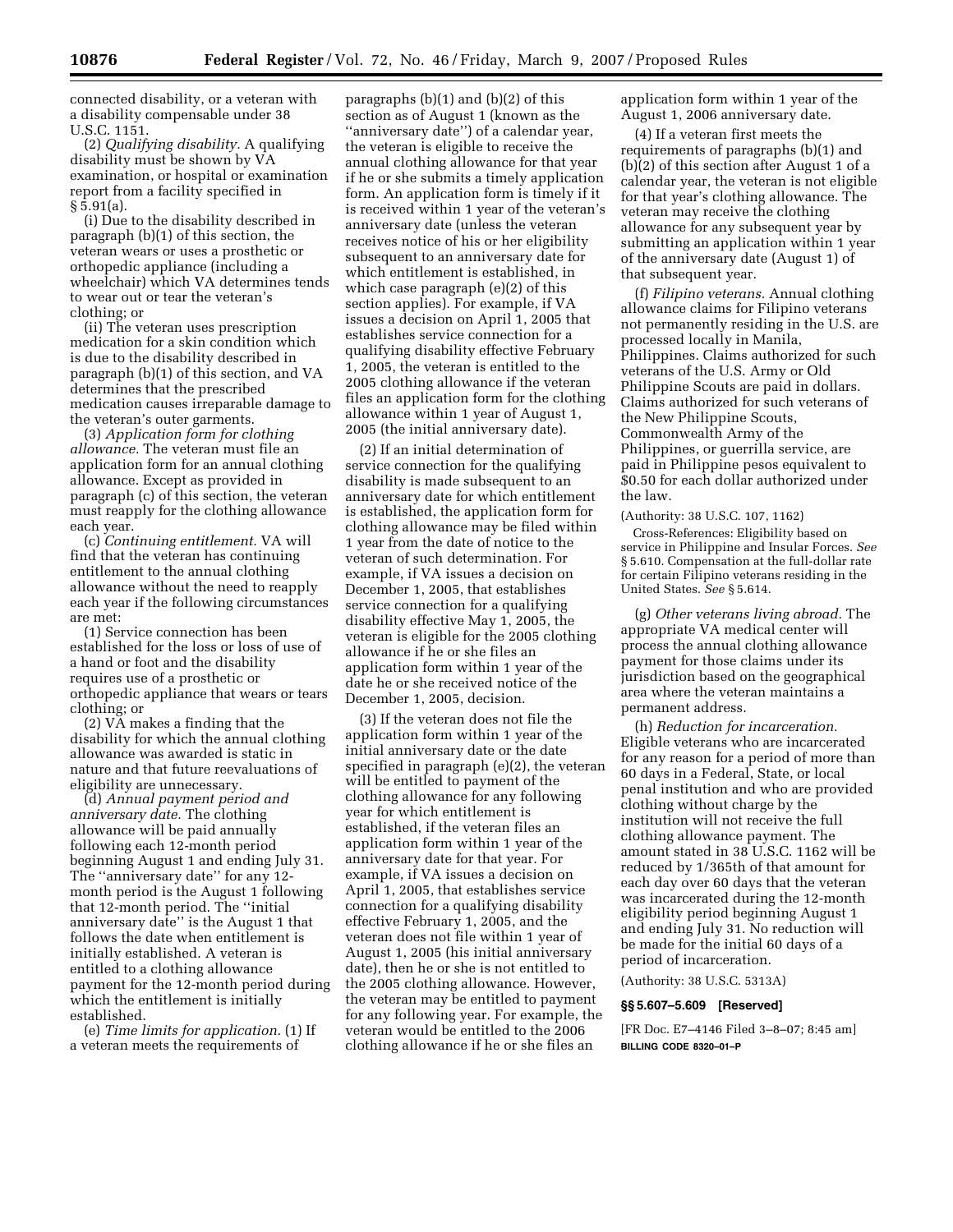connected disability, or a veteran with a disability compensable under 38 U.S.C. 1151.

(2) *Qualifying disability.* A qualifying disability must be shown by VA examination, or hospital or examination report from a facility specified in § 5.91(a).

(i) Due to the disability described in paragraph (b)(1) of this section, the veteran wears or uses a prosthetic or orthopedic appliance (including a wheelchair) which VA determines tends to wear out or tear the veteran's clothing; or

(ii) The veteran uses prescription medication for a skin condition which is due to the disability described in paragraph (b)(1) of this section, and VA determines that the prescribed medication causes irreparable damage to the veteran's outer garments.

(3) *Application form for clothing allowance.* The veteran must file an application form for an annual clothing allowance. Except as provided in paragraph (c) of this section, the veteran must reapply for the clothing allowance each year.

(c) *Continuing entitlement.* VA will find that the veteran has continuing entitlement to the annual clothing allowance without the need to reapply each year if the following circumstances are met:

(1) Service connection has been established for the loss or loss of use of a hand or foot and the disability requires use of a prosthetic or orthopedic appliance that wears or tears clothing; or

(2) VA makes a finding that the disability for which the annual clothing allowance was awarded is static in nature and that future reevaluations of eligibility are unnecessary.

(d) *Annual payment period and anniversary date.* The clothing allowance will be paid annually following each 12-month period beginning August 1 and ending July 31. The "anniversary date" for any 12-month period is the August 1 following that 12-month period. The "initial anniversary date" is the August 1 that follows the date when entitlement is initially established. A veteran is entitled to a clothing allowance payment for the 12-month period during which the entitlement is initially established.

(e) *Time limits for application.* (1) If a veteran meets the requirements of paragraphs (b)(1) and (b)(2) of this section as of August 1 (known as the "anniversary date") of a calendar year, the veteran is eligible to receive the annual clothing allowance for that year if he or she submits a timely application form. An application form is timely if it is received within 1 year of the veteran's anniversary date (unless the veteran receives notice of his or her eligibility subsequent to an anniversary date for which entitlement is established, in which case paragraph (e)(2) of this section applies). For example, if VA issues a decision on April 1, 2005 that establishes service connection for a qualifying disability effective February 1, 2005, the veteran is entitled to the 2005 clothing allowance if the veteran files an application form for the clothing allowance within 1 year of August 1, 2005 (the initial anniversary date).

(2) If an initial determination of service connection for the qualifying disability is made subsequent to an anniversary date for which entitlement is established, the application form for clothing allowance may be filed within 1 year from the date of notice to the veteran of such determination. For example, if VA issues a decision on December 1, 2005, that establishes service connection for a qualifying disability effective May 1, 2005, the veteran is eligible for the 2005 clothing allowance if he or she files an application form within 1 year of the date he or she received notice of the December 1, 2005, decision.

(3) If the veteran does not file the application form within 1 year of the initial anniversary date or the date specified in paragraph (e)(2), the veteran will be entitled to payment of the clothing allowance for any following year for which entitlement is established, if the veteran files an application form within 1 year of the anniversary date for that year. For example, if VA issues a decision on April 1, 2005, that establishes service connection for a qualifying disability effective February 1, 2005, and the veteran does not file within 1 year of August 1, 2005 (his initial anniversary date), then he or she is not entitled to the 2005 clothing allowance. However, the veteran may be entitled to payment for any following year. For example, the veteran would be entitled to the 2006 clothing allowance if he or she files an application form within 1 year of the August 1, 2006 anniversary date.

(4) If a veteran first meets the requirements of paragraphs (b)(1) and (b)(2) of this section after August 1 of a calendar year, the veteran is not eligible for that year's clothing allowance. The veteran may receive the clothing allowance for any subsequent year by submitting an application within 1 year of the anniversary date (August 1) of that subsequent year.

(f) *Filipino veterans.* Annual clothing allowance claims for Filipino veterans not permanently residing in the U.S. are processed locally in Manila, Philippines. Claims authorized for such veterans of the U.S. Army or Old Philippine Scouts are paid in dollars. Claims authorized for such veterans of the New Philippine Scouts, Commonwealth Army of the Philippines, or guerrilla service, are paid in Philippine pesos equivalent to $0.50 for each dollar authorized under the law.

(Authority: 38 U.S.C. 107, 1162)

Cross-References: Eligibility based on service in Philippine and Insular Forces. *See* § 5.610. Compensation at the full-dollar rate for certain Filipino veterans residing in the United States. *See* § 5.614.

(g) *Other veterans living abroad.* The appropriate VA medical center will process the annual clothing allowance payment for those claims under its jurisdiction based on the geographical area where the veteran maintains a permanent address.

(h) *Reduction for incarceration.* Eligible veterans who are incarcerated for any reason for a period of more than 60 days in a Federal, State, or local penal institution and who are provided clothing without charge by the institution will not receive the full clothing allowance payment. The amount stated in 38 U.S.C. 1162 will be reduced by 1/365th of that amount for each day over 60 days that the veteran was incarcerated during the 12-month eligibility period beginning August 1 and ending July 31. No reduction will be made for the initial 60 days of a period of incarceration.

(Authority: 38 U.S.C. 5313A)

**§§ 5.607–5.609 [Reserved]**

[FR Doc. E7–4146 Filed 3–8–07; 8:45 am]

**BILLING CODE 8320–01–P**